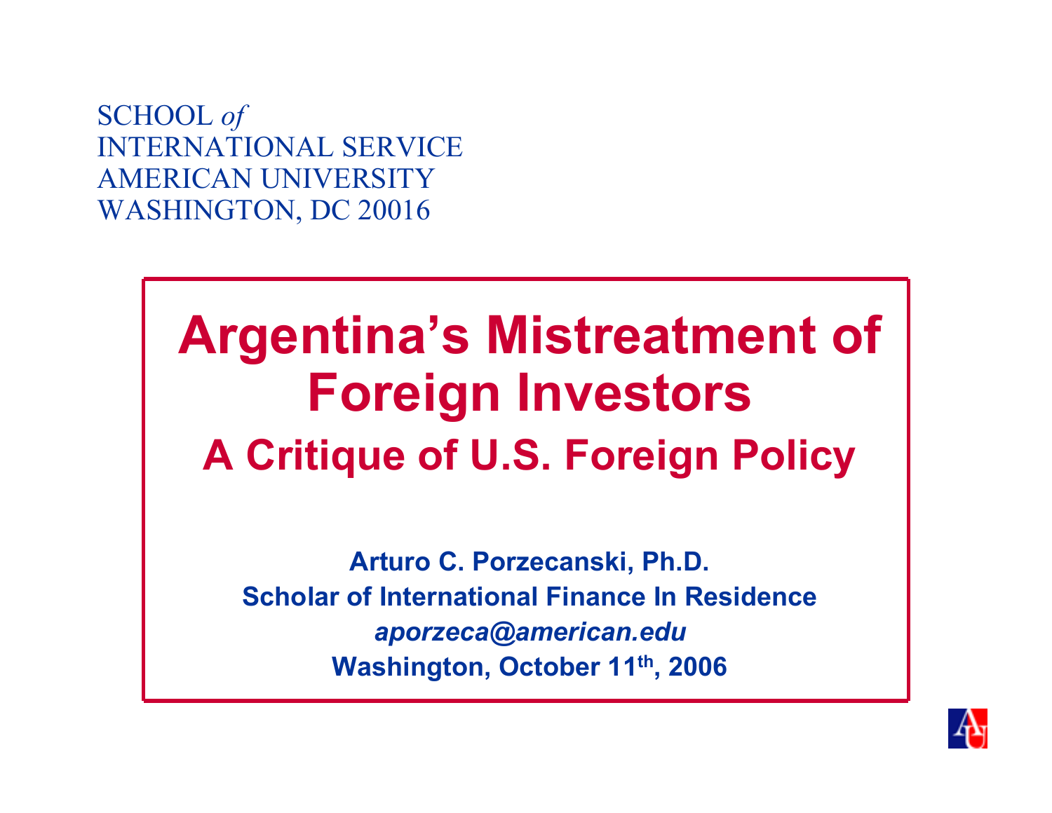SCHOOL *of*
INTERNATIONAL SERVICE
AMERICAN UNIVERSITY
WASHINGTON, DC 20016

# Argentina's Mistreatment of Foreign Investors

## A Critique of U.S. Foreign Policy

**Arturo C. Porzecanski, Ph.D.**

**Scholar of International Finance In Residence**

***aporzeca@american.edu***

**Washington, October 11th, 2006**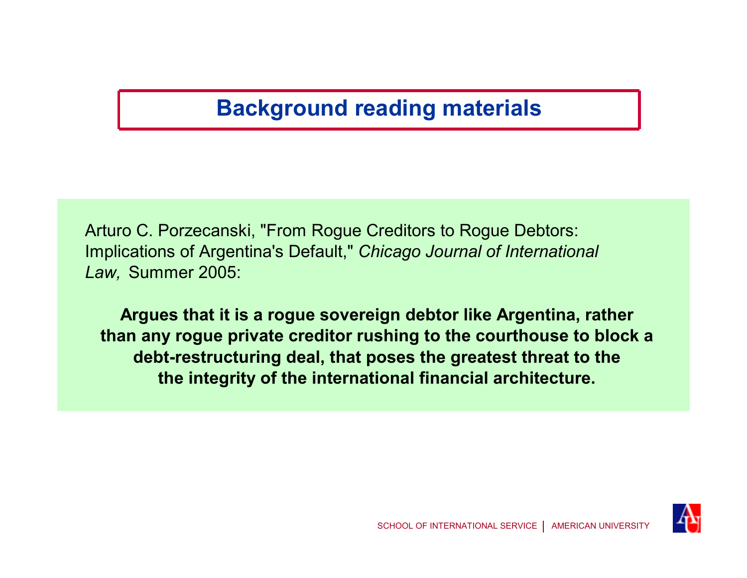# Background reading materials

Arturo C. Porzecanski, "From Rogue Creditors to Rogue Debtors: Implications of Argentina's Default," *Chicago Journal of International Law,* Summer 2005:

**Argues that it is a rogue sovereign debtor like Argentina, rather than any rogue private creditor rushing to the courthouse to block a debt-restructuring deal, that poses the greatest threat to the the integrity of the international financial architecture.**

SCHOOL OF INTERNATIONAL SERVICE | AMERICAN UNIVERSITY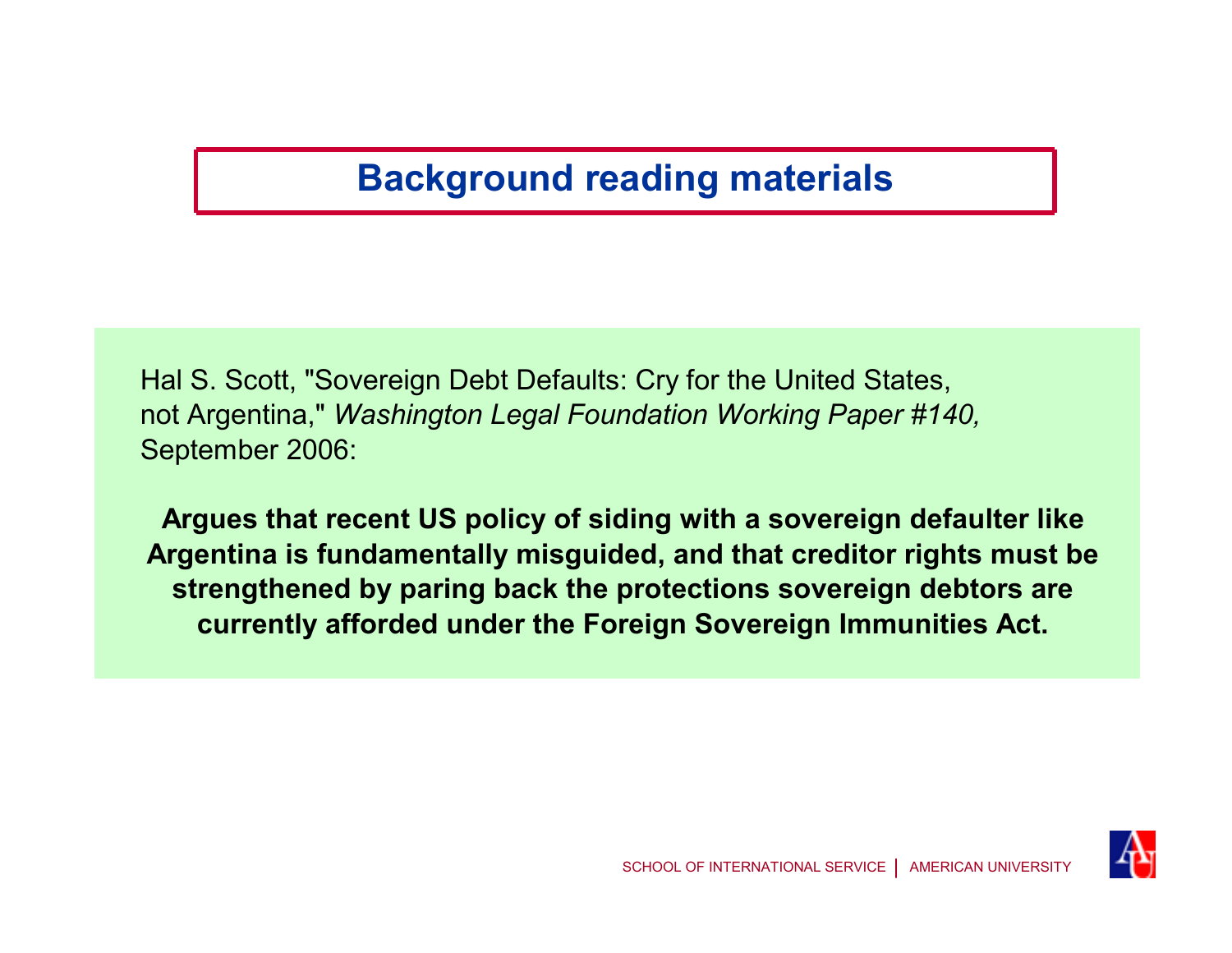# Background reading materials

Hal S. Scott, "Sovereign Debt Defaults: Cry for the United States, not Argentina," *Washington Legal Foundation Working Paper #140,* September 2006:

**Argues that recent US policy of siding with a sovereign defaulter like Argentina is fundamentally misguided, and that creditor rights must be strengthened by paring back the protections sovereign debtors are currently afforded under the Foreign Sovereign Immunities Act.**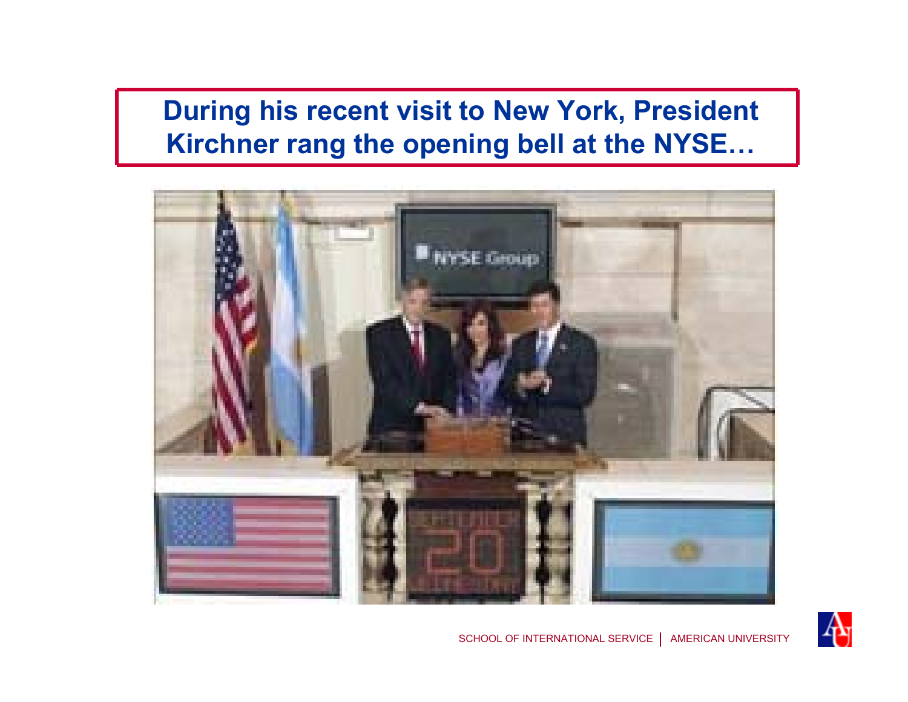**During his recent visit to New York, President Kirchner rang the opening bell at the NYSE…**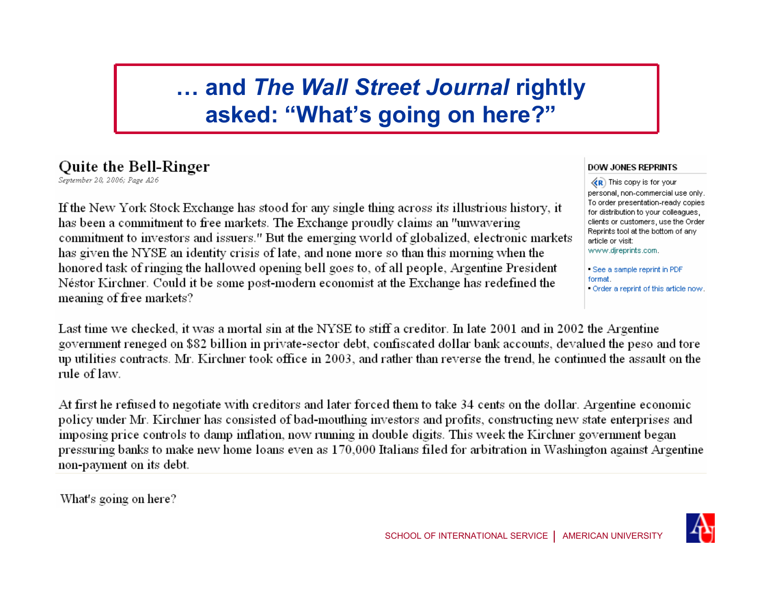# … and *The Wall Street Journal* rightly asked: "What's going on here?"

## Quite the Bell-Ringer

*September 20, 2006; Page A26*

If the New York Stock Exchange has stood for any single thing across its illustrious history, it has been a commitment to free markets. The Exchange proudly claims an "unwavering commitment to investors and issuers." But the emerging world of globalized, electronic markets has given the NYSE an identity crisis of late, and none more so than this morning when the honored task of ringing the hallowed opening bell goes to, of all people, Argentine President Néstor Kirchner. Could it be some post-modern economist at the Exchange has redefined the meaning of free markets?

**DOW JONES REPRINTS**

This copy is for your personal, non-commercial use only. To order presentation-ready copies for distribution to your colleagues, clients or customers, use the Order Reprints tool at the bottom of any article or visit: www.djreprints.com.

- See a sample reprint in PDF format.
- Order a reprint of this article now.

Last time we checked, it was a mortal sin at the NYSE to stiff a creditor. In late 2001 and in 2002 the Argentine government reneged on $82 billion in private-sector debt, confiscated dollar bank accounts, devalued the peso and tore up utilities contracts. Mr. Kirchner took office in 2003, and rather than reverse the trend, he continued the assault on the rule of law.

At first he refused to negotiate with creditors and later forced them to take 34 cents on the dollar. Argentine economic policy under Mr. Kirchner has consisted of bad-mouthing investors and profits, constructing new state enterprises and imposing price controls to damp inflation, now running in double digits. This week the Kirchner government began pressuring banks to make new home loans even as 170,000 Italians filed for arbitration in Washington against Argentine non-payment on its debt.

What's going on here?

SCHOOL OF INTERNATIONAL SERVICE | AMERICAN UNIVERSITY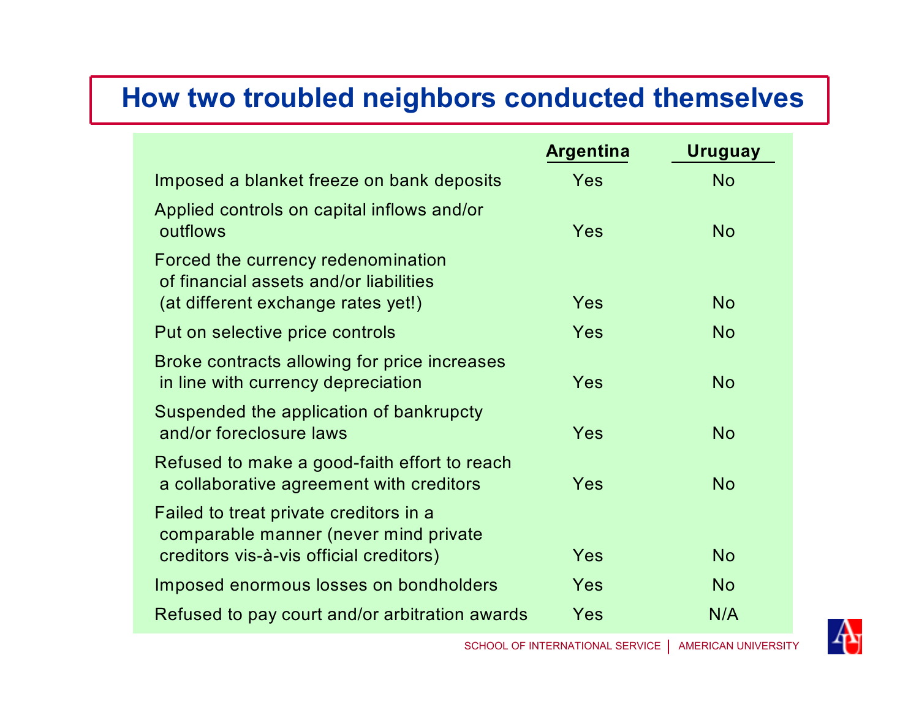# How two troubled neighbors conducted themselves

| | Argentina | Uruguay |
|---|---|---|
| Imposed a blanket freeze on bank deposits | Yes | No |
| Applied controls on capital inflows and/or outflows | Yes | No |
| Forced the currency redenomination of financial assets and/or liabilities (at different exchange rates yet!) | Yes | No |
| Put on selective price controls | Yes | No |
| Broke contracts allowing for price increases in line with currency depreciation | Yes | No |
| Suspended the application of bankruptcy and/or foreclosure laws | Yes | No |
| Refused to make a good-faith effort to reach a collaborative agreement with creditors | Yes | No |
| Failed to treat private creditors in a comparable manner (never mind private creditors vis-à-vis official creditors) | Yes | No |
| Imposed enormous losses on bondholders | Yes | No |
| Refused to pay court and/or arbitration awards | Yes | N/A |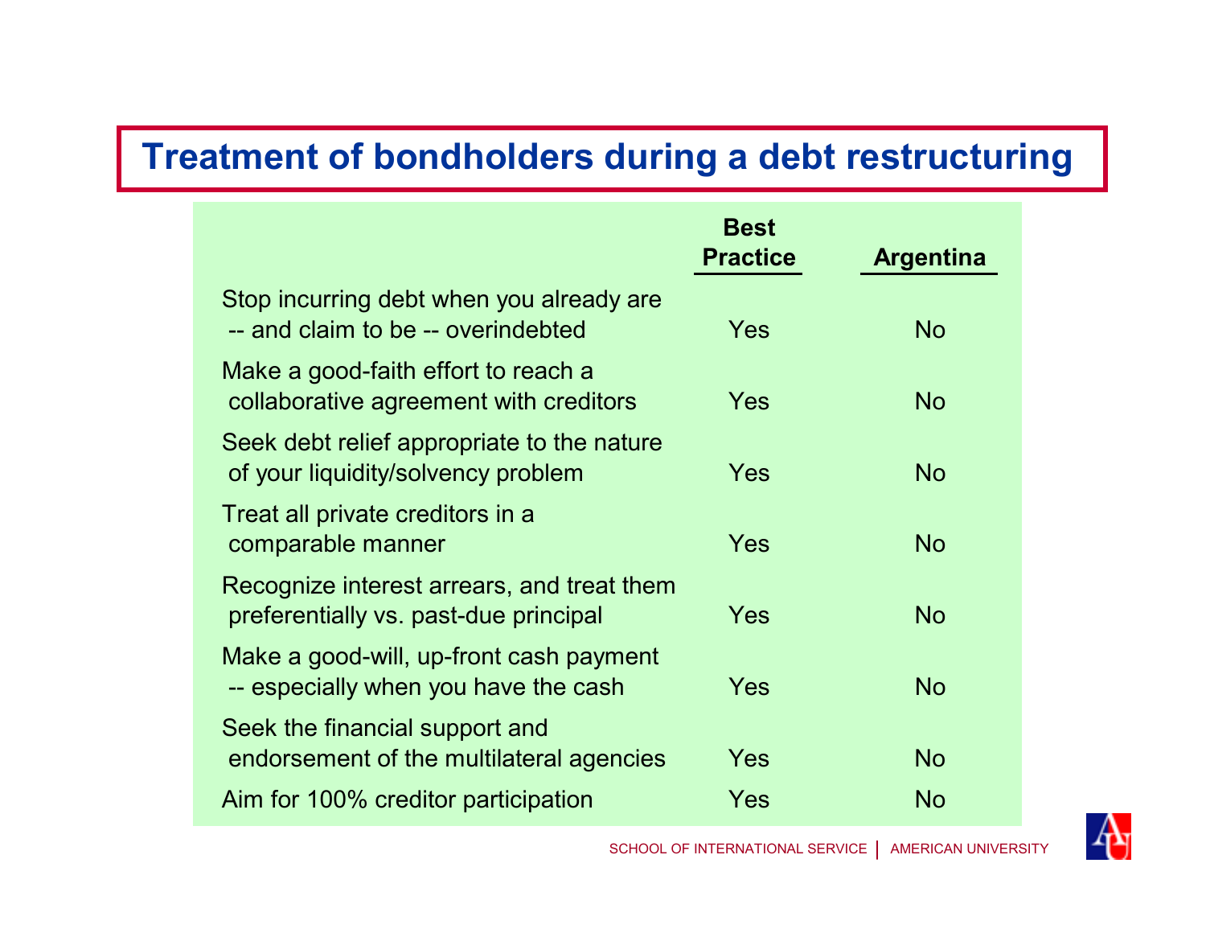# Treatment of bondholders during a debt restructuring

| | Best Practice | Argentina |
|---|---|---|
| Stop incurring debt when you already are -- and claim to be -- overindebted | Yes | No |
| Make a good-faith effort to reach a collaborative agreement with creditors | Yes | No |
| Seek debt relief appropriate to the nature of your liquidity/solvency problem | Yes | No |
| Treat all private creditors in a comparable manner | Yes | No |
| Recognize interest arrears, and treat them preferentially vs. past-due principal | Yes | No |
| Make a good-will, up-front cash payment -- especially when you have the cash | Yes | No |
| Seek the financial support and endorsement of the multilateral agencies | Yes | No |
| Aim for 100% creditor participation | Yes | No |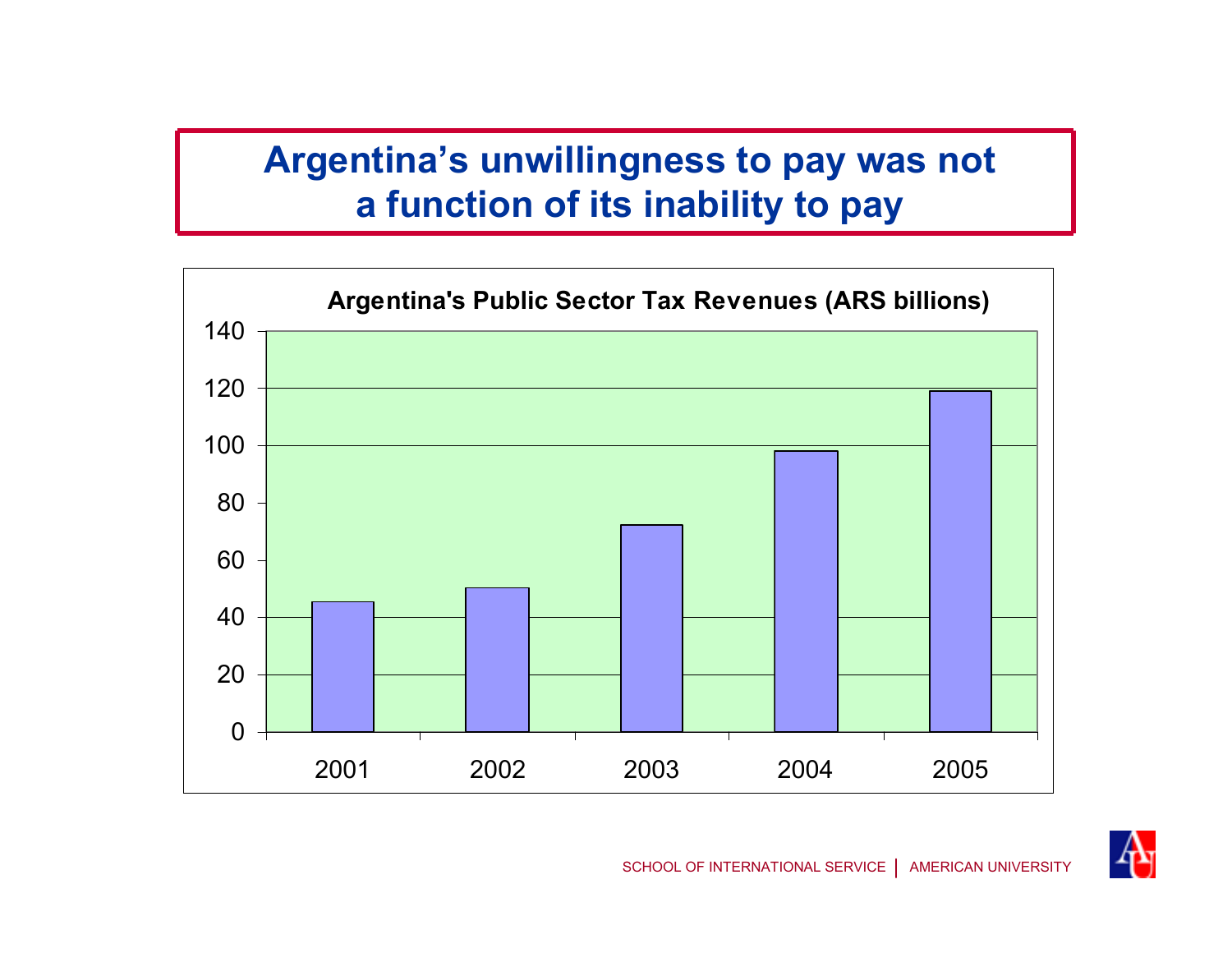# Argentina's unwillingness to pay was not a function of its inability to pay

Argentina's Public Sector Tax Revenues (ARS billions)

140
120
100
80
60
40
20
0

2001
2002
2003
2004
2005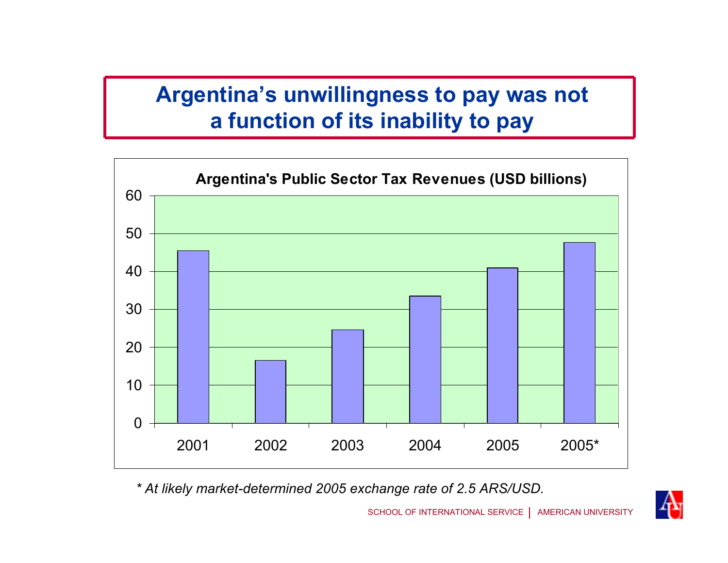# Argentina's unwillingness to pay was not a function of its inability to pay

Argentina's Public Sector Tax Revenues (USD billions)

60
50
40
30
20
10
0

2001
2002
2003
2004
2005
2005*

*\* At likely market-determined 2005 exchange rate of 2.5 ARS/USD.*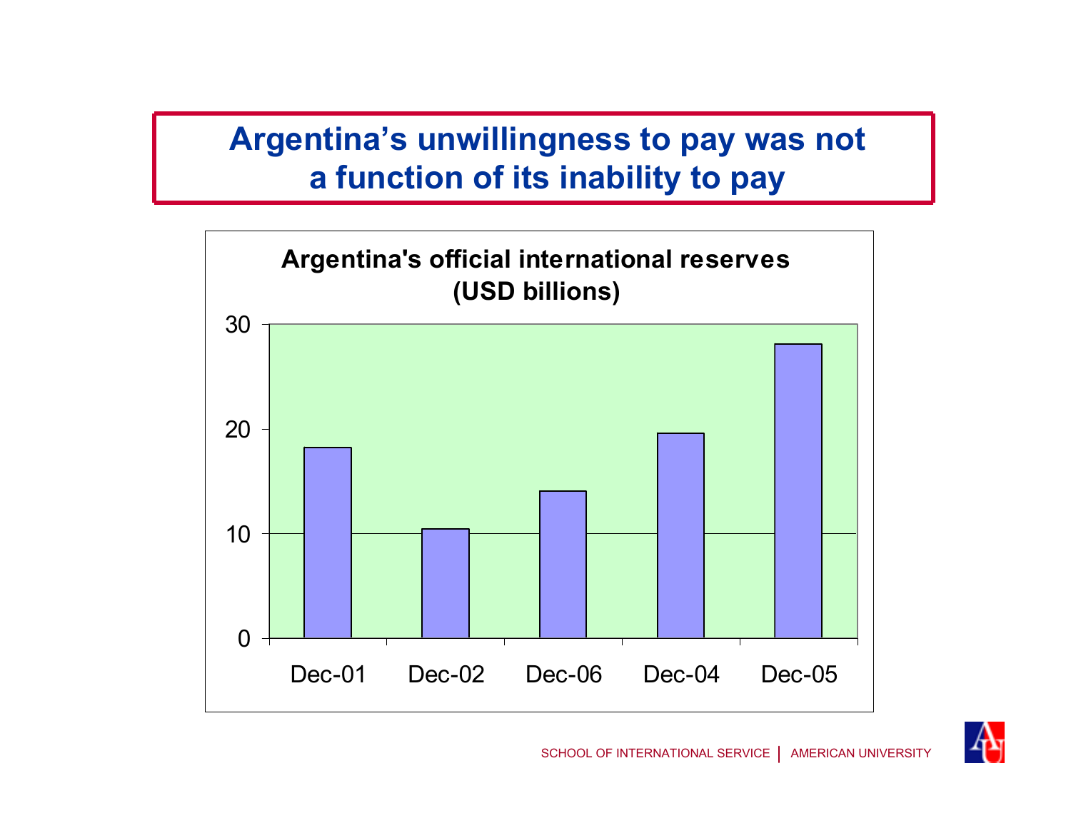# Argentina's unwillingness to pay was not a function of its inability to pay

**Argentina's official international reserves (USD billions)**

| | Dec-01 | Dec-02 | Dec-06 | Dec-04 | Dec-05 |
|---|---|---|---|---|---|
| USD billions | ~18 | ~10.5 | ~14 | ~19.5 | ~28 |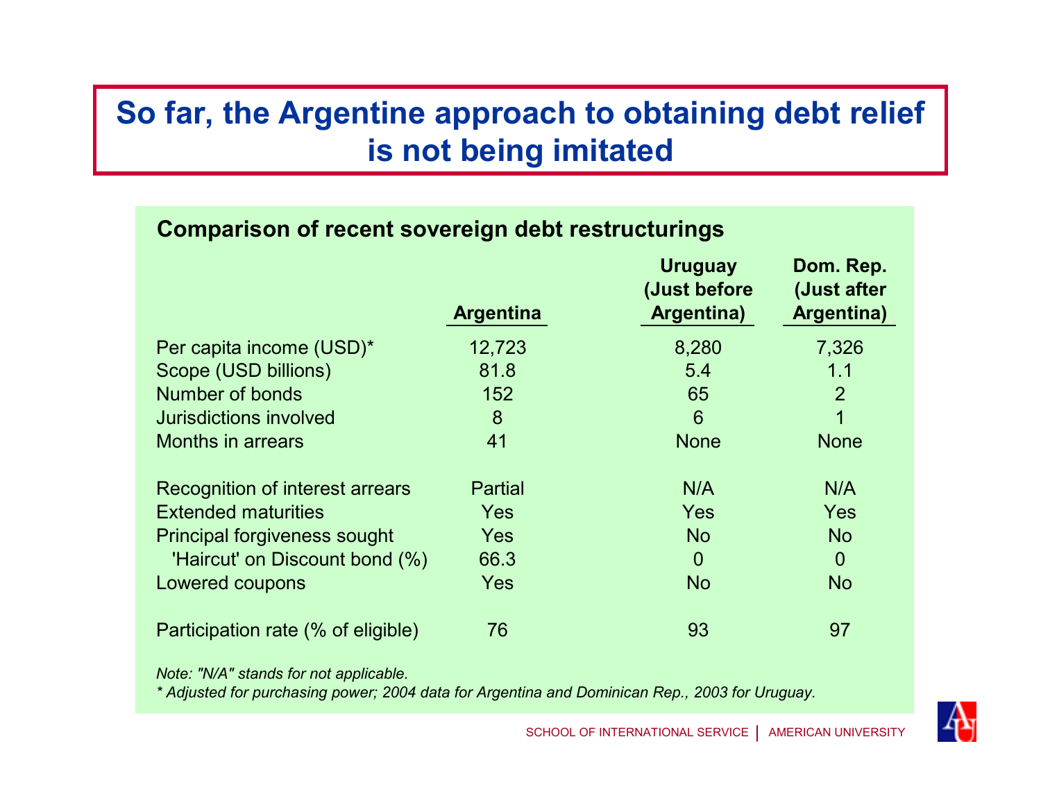# So far, the Argentine approach to obtaining debt relief is not being imitated

**Comparison of recent sovereign debt restructurings**

| | Argentina | Uruguay (Just before Argentina) | Dom. Rep. (Just after Argentina) |
|---|---|---|---|
| Per capita income (USD)* | 12,723 | 8,280 | 7,326 |
| Scope (USD billions) | 81.8 | 5.4 | 1.1 |
| Number of bonds | 152 | 65 | 2 |
| Jurisdictions involved | 8 | 6 | 1 |
| Months in arrears | 41 | None | None |
| Recognition of interest arrears | Partial | N/A | N/A |
| Extended maturities | Yes | Yes | Yes |
| Principal forgiveness sought | Yes | No | No |
| 'Haircut' on Discount bond (%) | 66.3 | 0 | 0 |
| Lowered coupons | Yes | No | No |
| Participation rate (% of eligible) | 76 | 93 | 97 |

*Note: "N/A" stands for not applicable.*

*\* Adjusted for purchasing power; 2004 data for Argentina and Dominican Rep., 2003 for Uruguay.*

SCHOOL OF INTERNATIONAL SERVICE | AMERICAN UNIVERSITY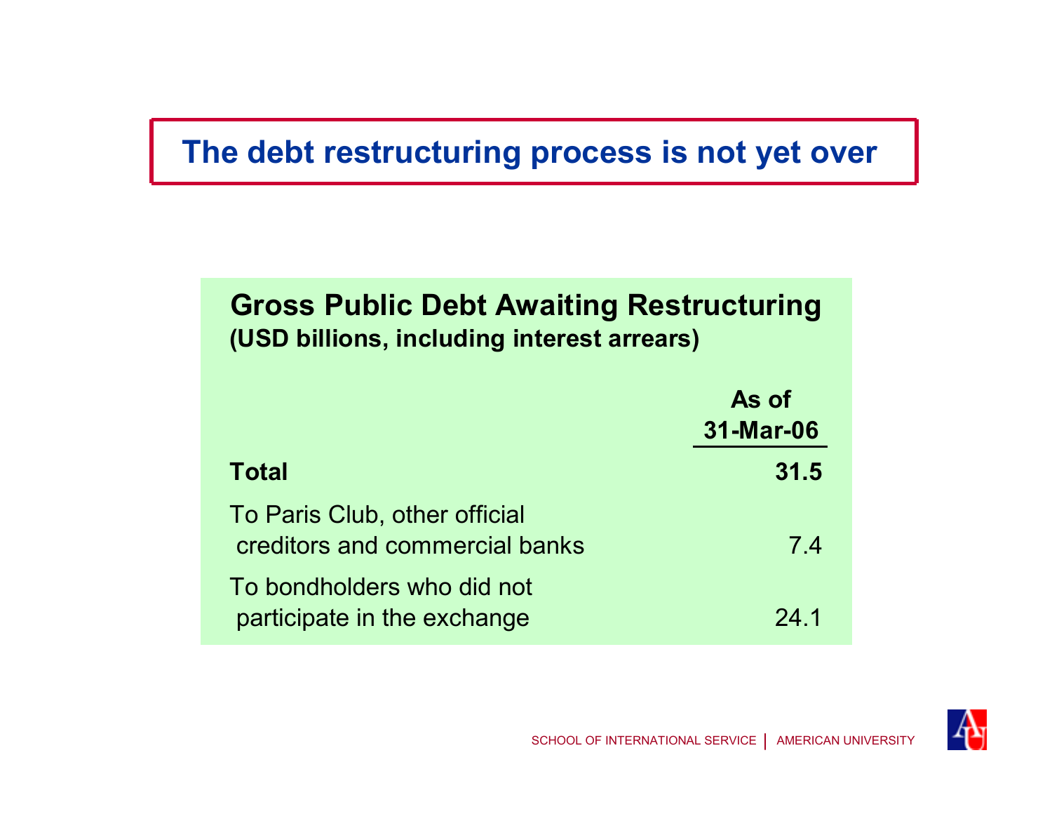# The debt restructuring process is not yet over

**Gross Public Debt Awaiting Restructuring**
**(USD billions, including interest arrears)**

| | As of 31-Mar-06 |
|---|---|
| **Total** | **31.5** |
| To Paris Club, other official creditors and commercial banks | 7.4 |
| To bondholders who did not participate in the exchange | 24.1 |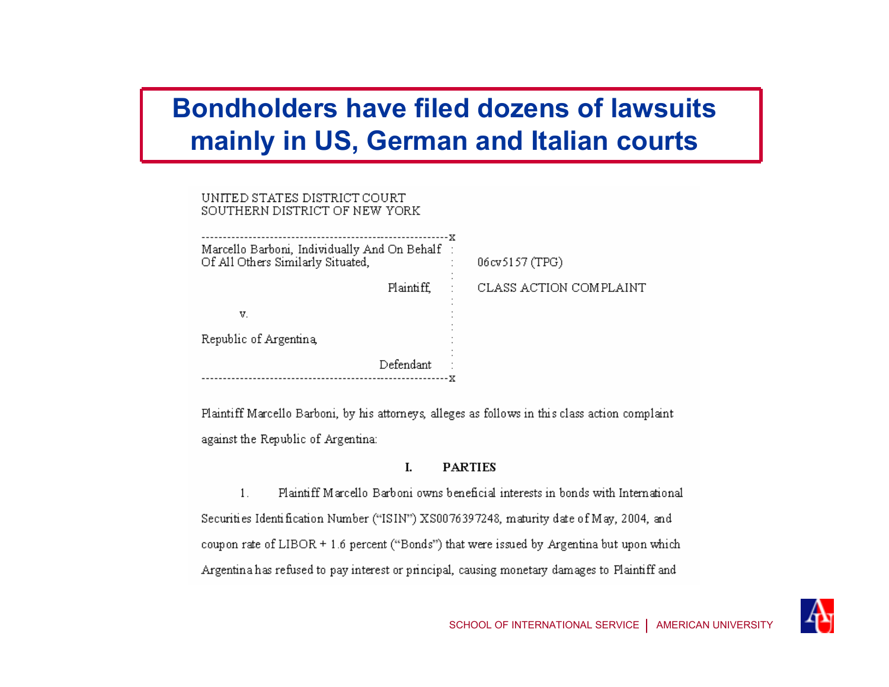# Bondholders have filed dozens of lawsuits mainly in US, German and Italian courts

UNITED STATES DISTRICT COURT
SOUTHERN DISTRICT OF NEW YORK

| | |
|---|---|
| Marcello Barboni, Individually And On Behalf Of All Others Similarly Situated, | 06cv5157 (TPG) |
| Plaintiff, | CLASS ACTION COMPLAINT |
| v. | |
| Republic of Argentina, | |
| Defendant | |

Plaintiff Marcello Barboni, by his attorneys, alleges as follows in this class action complaint against the Republic of Argentina:

**I. PARTIES**

1. Plaintiff Marcello Barboni owns beneficial interests in bonds with International Securities Identification Number ("ISIN") XS0076397248, maturity date of May, 2004, and coupon rate of LIBOR + 1.6 percent ("Bonds") that were issued by Argentina but upon which Argentina has refused to pay interest or principal, causing monetary damages to Plaintiff and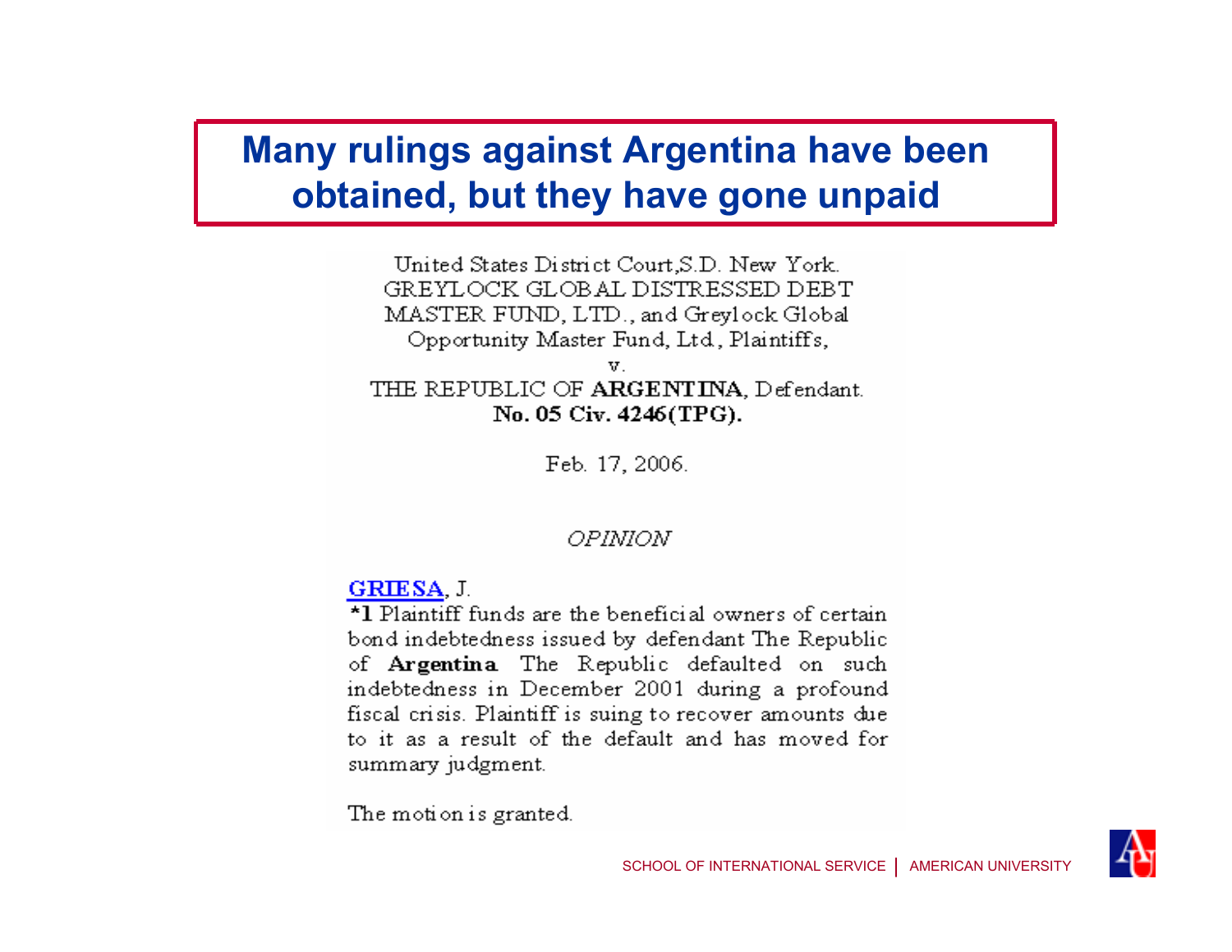# Many rulings against Argentina have been obtained, but they have gone unpaid

United States District Court,S.D. New York.
GREYLOCK GLOBAL DISTRESSED DEBT MASTER FUND, LTD., and Greylock Global Opportunity Master Fund, Ltd., Plaintiffs,
v.
THE REPUBLIC OF **ARGENTINA**, Defendant.
**No. 05 Civ. 4246(TPG).**

Feb. 17, 2006.

*OPINION*

GRIESA, J.

**\*1** Plaintiff funds are the beneficial owners of certain bond indebtedness issued by defendant The Republic of **Argentina**. The Republic defaulted on such indebtedness in December 2001 during a profound fiscal crisis. Plaintiff is suing to recover amounts due to it as a result of the default and has moved for summary judgment.

The motion is granted.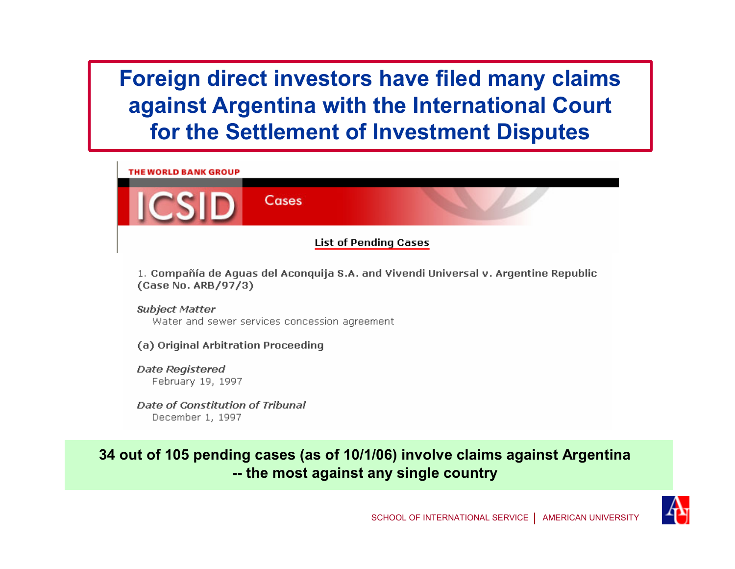# Foreign direct investors have filed many claims against Argentina with the International Court for the Settlement of Investment Disputes

THE WORLD BANK GROUP

ICSID Cases

List of Pending Cases

1. Compañía de Aguas del Aconquija S.A. and Vivendi Universal v. Argentine Republic (Case No. ARB/97/3)

*Subject Matter*
Water and sewer services concession agreement

(a) Original Arbitration Proceeding

*Date Registered*
February 19, 1997

*Date of Constitution of Tribunal*
December 1, 1997

**34 out of 105 pending cases (as of 10/1/06) involve claims against Argentina -- the most against any single country**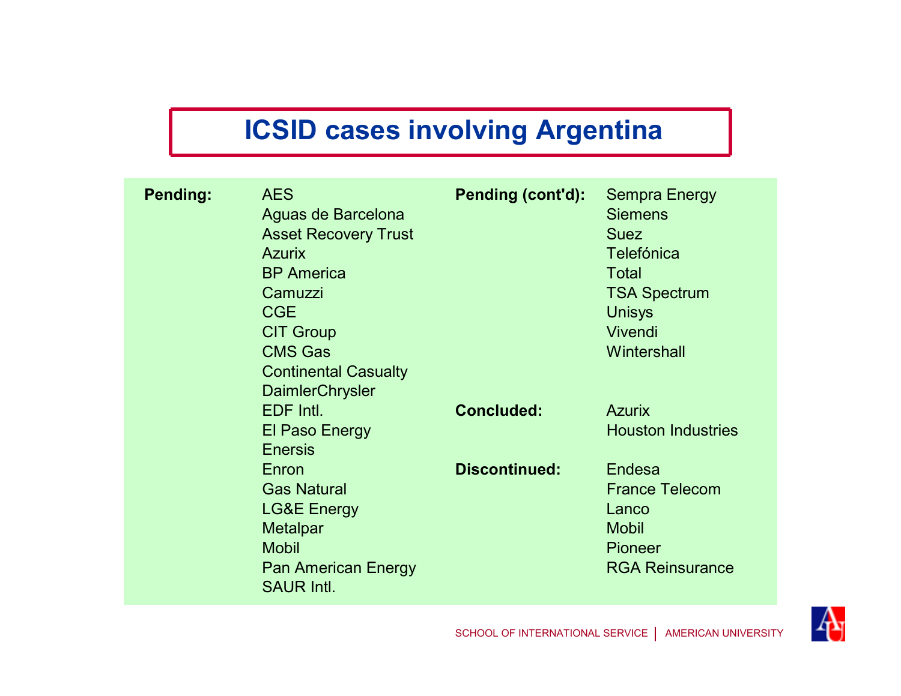# ICSID cases involving Argentina

**Pending:**

- AES
- Aguas de Barcelona
- Asset Recovery Trust
- Azurix
- BP America
- Camuzzi
- CGE
- CIT Group
- CMS Gas
- Continental Casualty
- DaimlerChrysler
- EDF Intl.
- El Paso Energy
- Enersis
- Enron
- Gas Natural
- LG&E Energy
- Metalpar
- Mobil
- Pan American Energy
- SAUR Intl.

**Pending (cont'd):**

- Sempra Energy
- Siemens
- Suez
- Telefónica
- Total
- TSA Spectrum
- Unisys
- Vivendi
- Wintershall

**Concluded:**

- Azurix
- Houston Industries

**Discontinued:**

- Endesa
- France Telecom
- Lanco
- Mobil
- Pioneer
- RGA Reinsurance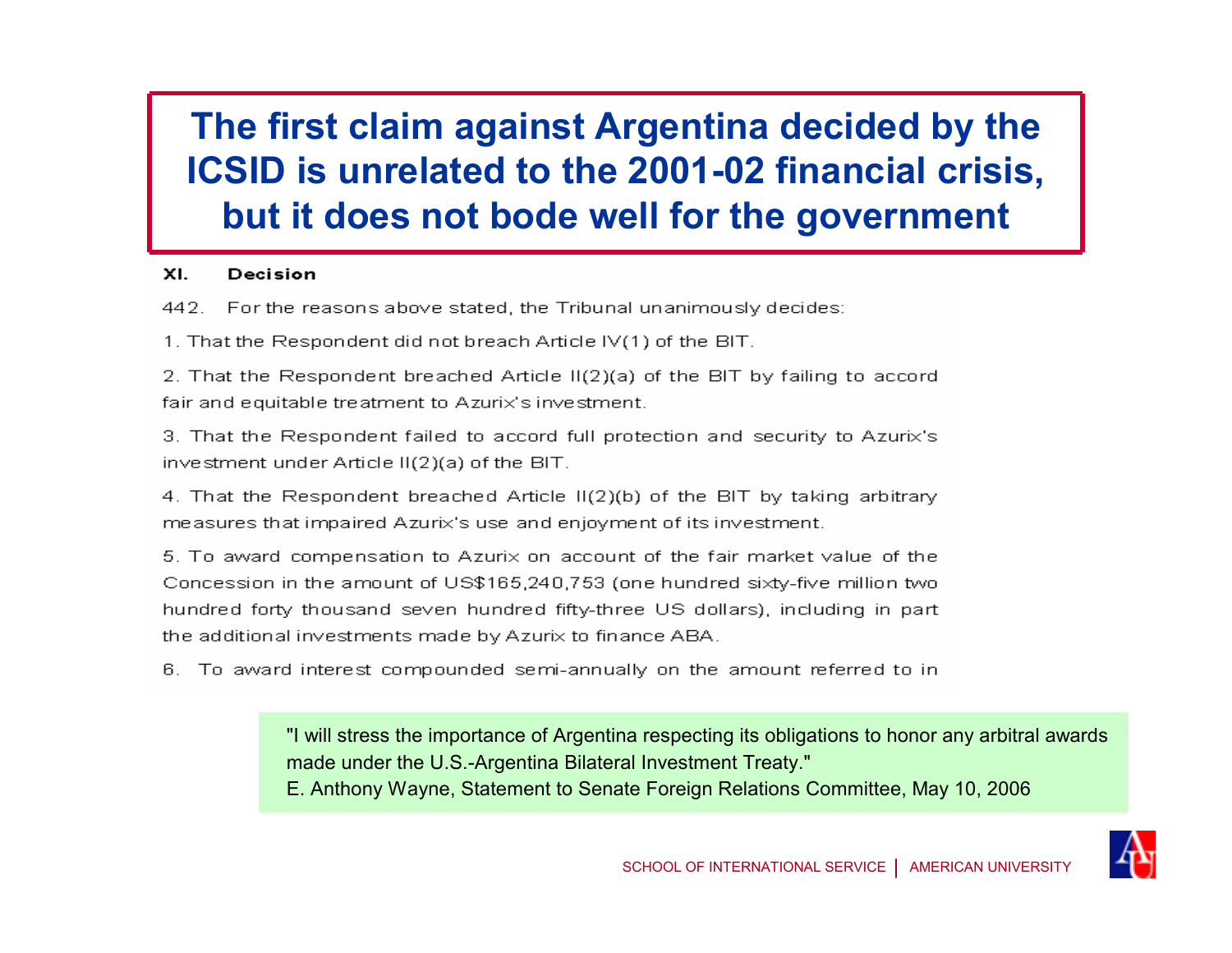# The first claim against Argentina decided by the ICSID is unrelated to the 2001-02 financial crisis, but it does not bode well for the government

**XI. Decision**

442. For the reasons above stated, the Tribunal unanimously decides:

1. That the Respondent did not breach Article IV(1) of the BIT.

2. That the Respondent breached Article II(2)(a) of the BIT by failing to accord fair and equitable treatment to Azurix's investment.

3. That the Respondent failed to accord full protection and security to Azurix's investment under Article II(2)(a) of the BIT.

4. That the Respondent breached Article II(2)(b) of the BIT by taking arbitrary measures that impaired Azurix's use and enjoyment of its investment.

5. To award compensation to Azurix on account of the fair market value of the Concession in the amount of US$165,240,753 (one hundred sixty-five million two hundred forty thousand seven hundred fifty-three US dollars), including in part the additional investments made by Azurix to finance ABA.

6. To award interest compounded semi-annually on the amount referred to in

"I will stress the importance of Argentina respecting its obligations to honor any arbitral awards made under the U.S.-Argentina Bilateral Investment Treaty."
E. Anthony Wayne, Statement to Senate Foreign Relations Committee, May 10, 2006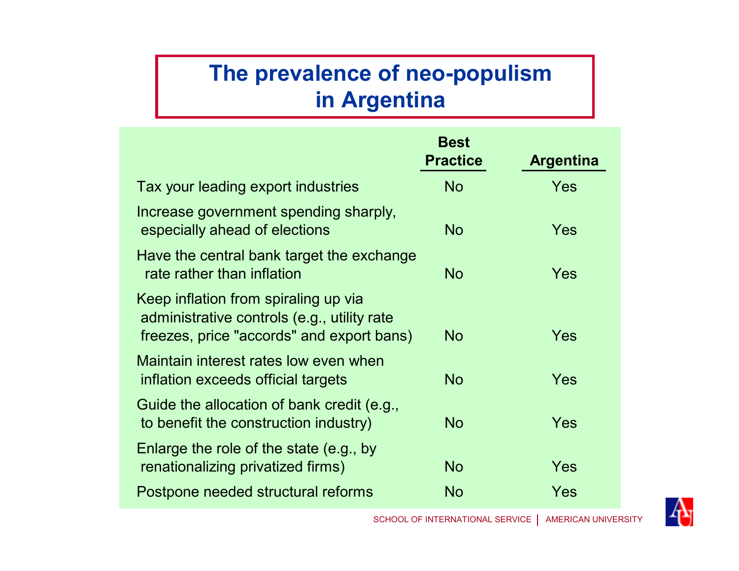# The prevalence of neo-populism in Argentina

| | Best Practice | Argentina |
|---|---|---|
| Tax your leading export industries | No | Yes |
| Increase government spending sharply, especially ahead of elections | No | Yes |
| Have the central bank target the exchange rate rather than inflation | No | Yes |
| Keep inflation from spiraling up via administrative controls (e.g., utility rate freezes, price "accords" and export bans) | No | Yes |
| Maintain interest rates low even when inflation exceeds official targets | No | Yes |
| Guide the allocation of bank credit (e.g., to benefit the construction industry) | No | Yes |
| Enlarge the role of the state (e.g., by renationalizing privatized firms) | No | Yes |
| Postpone needed structural reforms | No | Yes |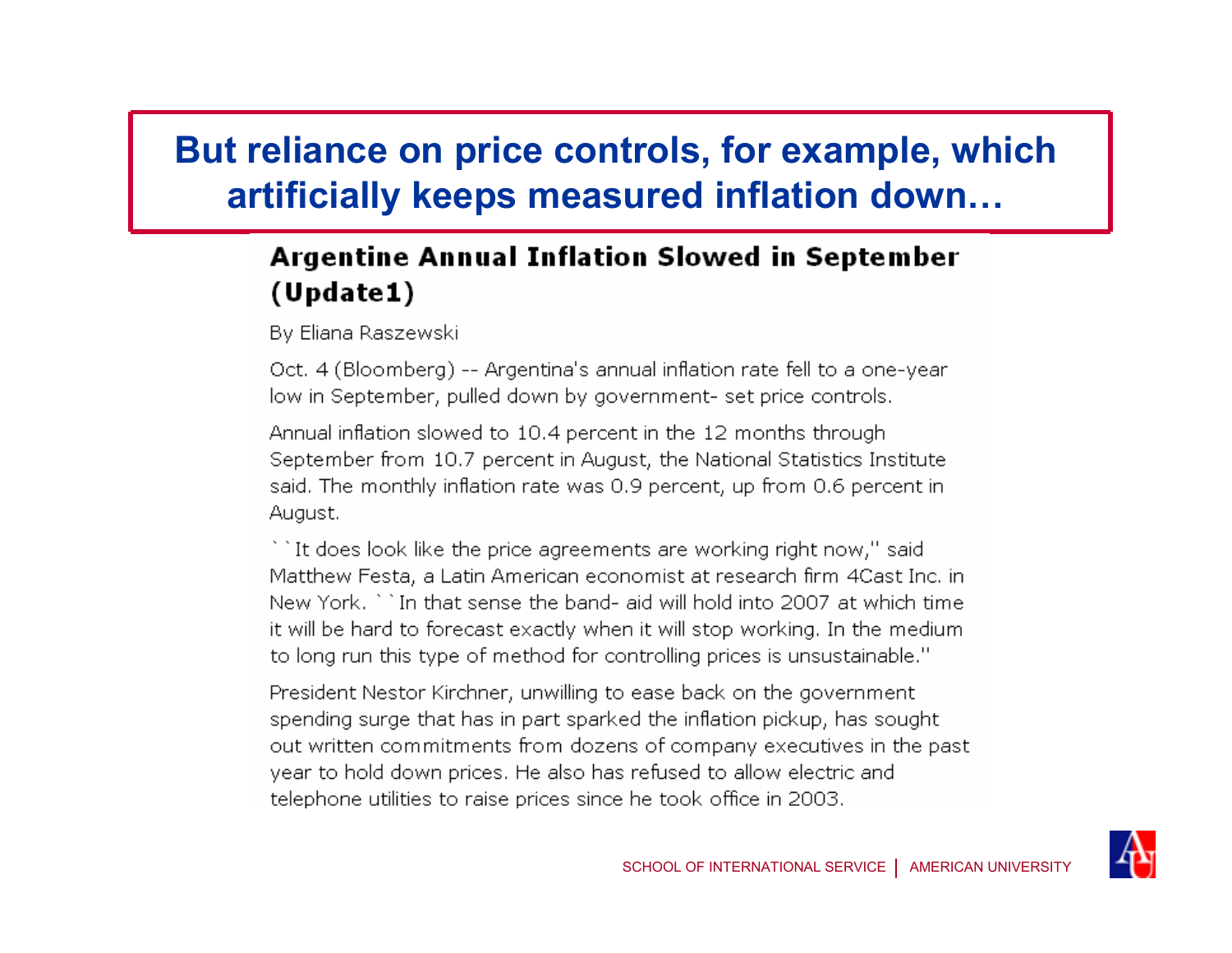# But reliance on price controls, for example, which artificially keeps measured inflation down…

## Argentine Annual Inflation Slowed in September (Update1)

By Eliana Raszewski

Oct. 4 (Bloomberg) -- Argentina's annual inflation rate fell to a one-year low in September, pulled down by government- set price controls.

Annual inflation slowed to 10.4 percent in the 12 months through September from 10.7 percent in August, the National Statistics Institute said. The monthly inflation rate was 0.9 percent, up from 0.6 percent in August.

``It does look like the price agreements are working right now,'' said Matthew Festa, a Latin American economist at research firm 4Cast Inc. in New York. ``In that sense the band- aid will hold into 2007 at which time it will be hard to forecast exactly when it will stop working. In the medium to long run this type of method for controlling prices is unsustainable.''

President Nestor Kirchner, unwilling to ease back on the government spending surge that has in part sparked the inflation pickup, has sought out written commitments from dozens of company executives in the past year to hold down prices. He also has refused to allow electric and telephone utilities to raise prices since he took office in 2003.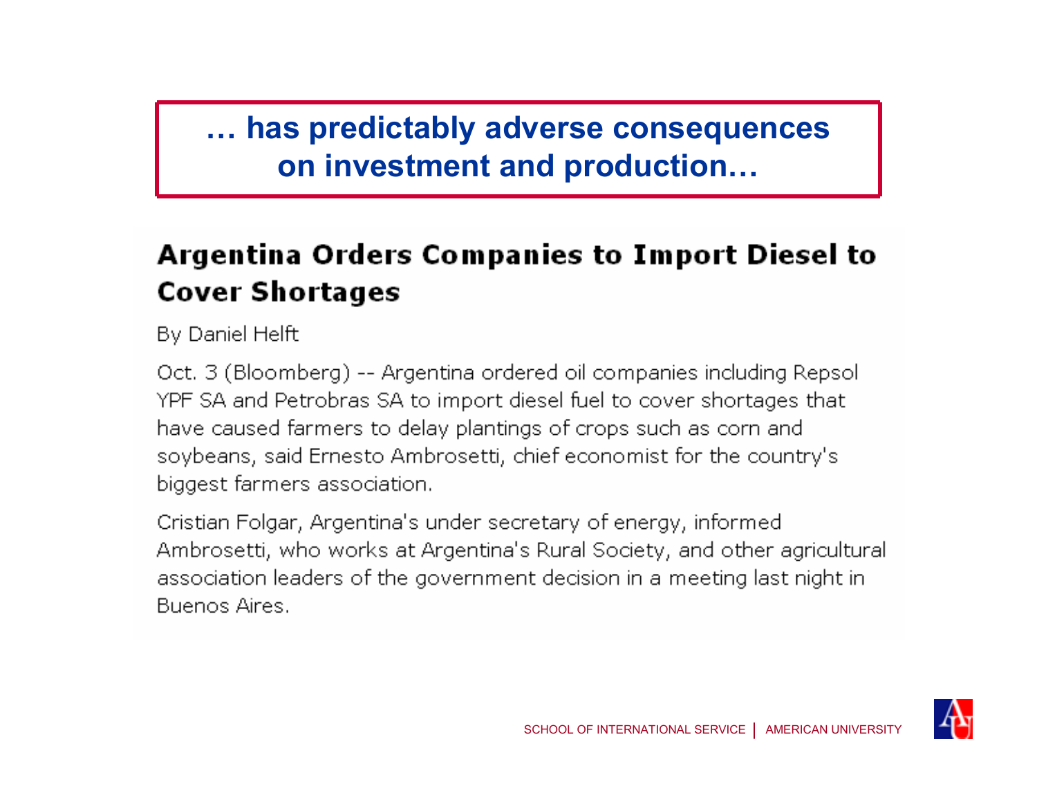## … has predictably adverse consequences on investment and production…

### Argentina Orders Companies to Import Diesel to Cover Shortages

By Daniel Helft

Oct. 3 (Bloomberg) -- Argentina ordered oil companies including Repsol YPF SA and Petrobras SA to import diesel fuel to cover shortages that have caused farmers to delay plantings of crops such as corn and soybeans, said Ernesto Ambrosetti, chief economist for the country's biggest farmers association.

Cristian Folgar, Argentina's under secretary of energy, informed Ambrosetti, who works at Argentina's Rural Society, and other agricultural association leaders of the government decision in a meeting last night in Buenos Aires.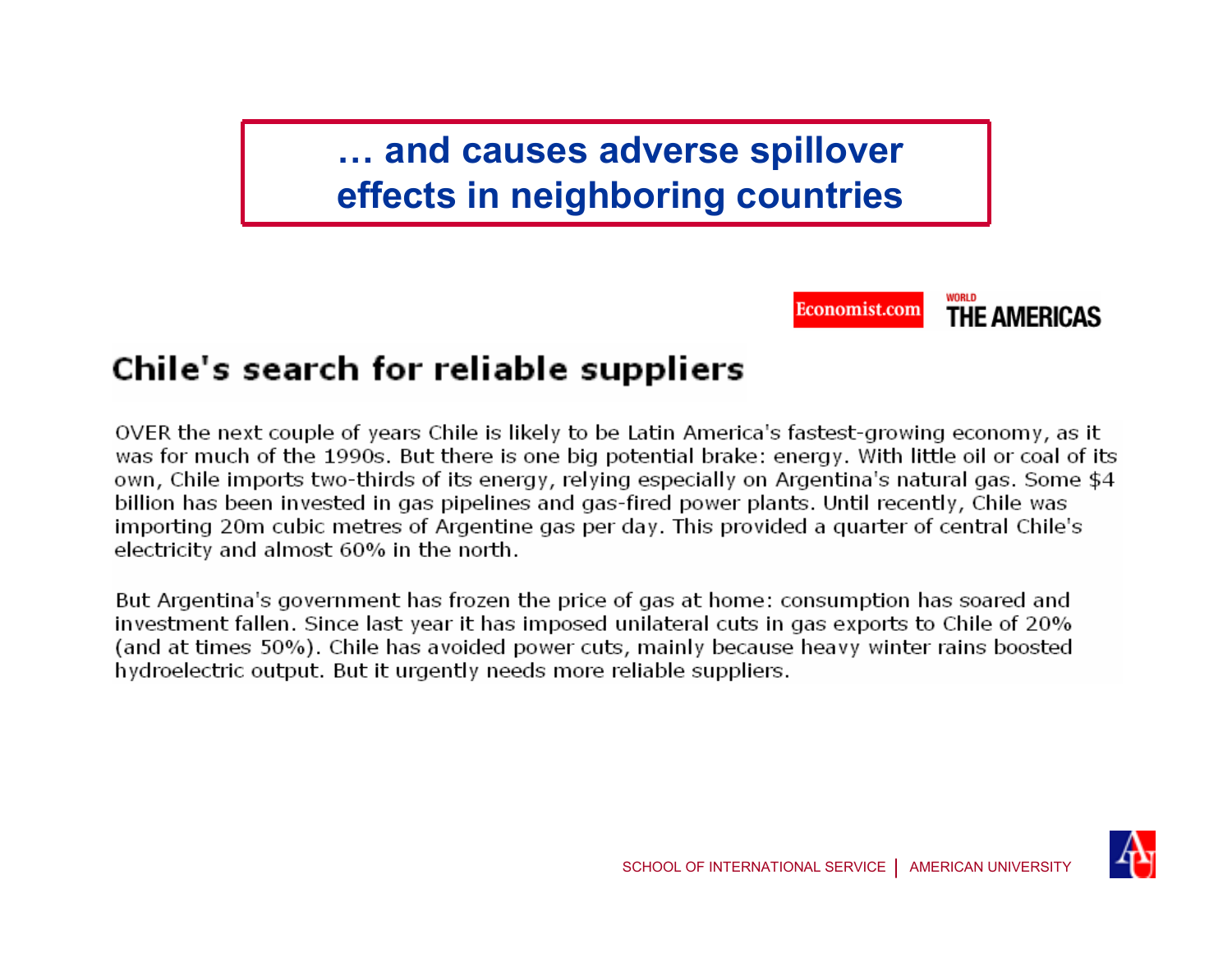# … and causes adverse spillover effects in neighboring countries

Economist.com WORLD THE AMERICAS

## Chile's search for reliable suppliers

OVER the next couple of years Chile is likely to be Latin America's fastest-growing economy, as it was for much of the 1990s. But there is one big potential brake: energy. With little oil or coal of its own, Chile imports two-thirds of its energy, relying especially on Argentina's natural gas. Some $4 billion has been invested in gas pipelines and gas-fired power plants. Until recently, Chile was importing 20m cubic metres of Argentine gas per day. This provided a quarter of central Chile's electricity and almost 60% in the north.

But Argentina's government has frozen the price of gas at home: consumption has soared and investment fallen. Since last year it has imposed unilateral cuts in gas exports to Chile of 20% (and at times 50%). Chile has avoided power cuts, mainly because heavy winter rains boosted hydroelectric output. But it urgently needs more reliable suppliers.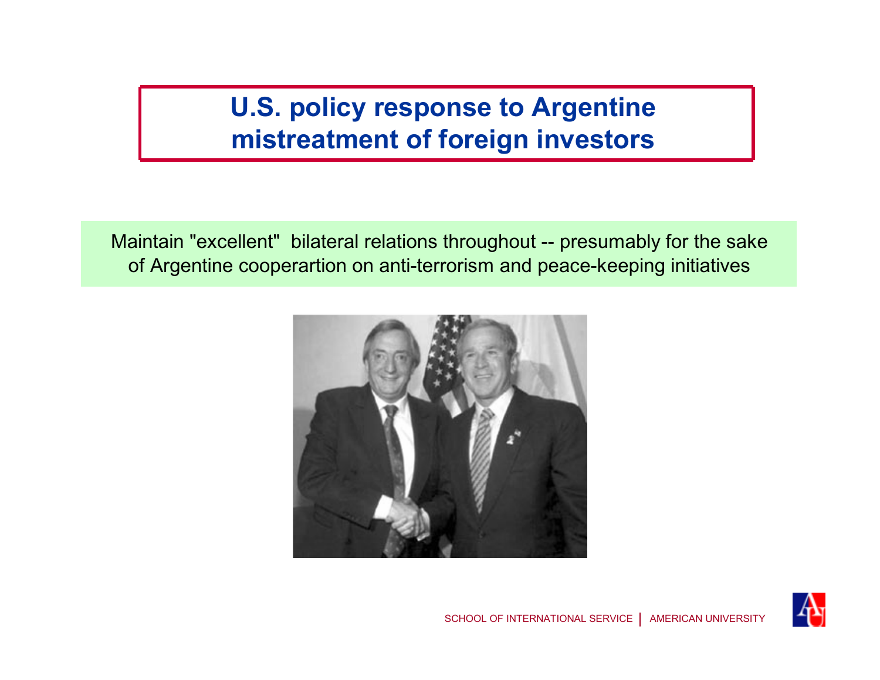# U.S. policy response to Argentine mistreatment of foreign investors

Maintain "excellent" bilateral relations throughout -- presumably for the sake of Argentine cooperartion on anti-terrorism and peace-keeping initiatives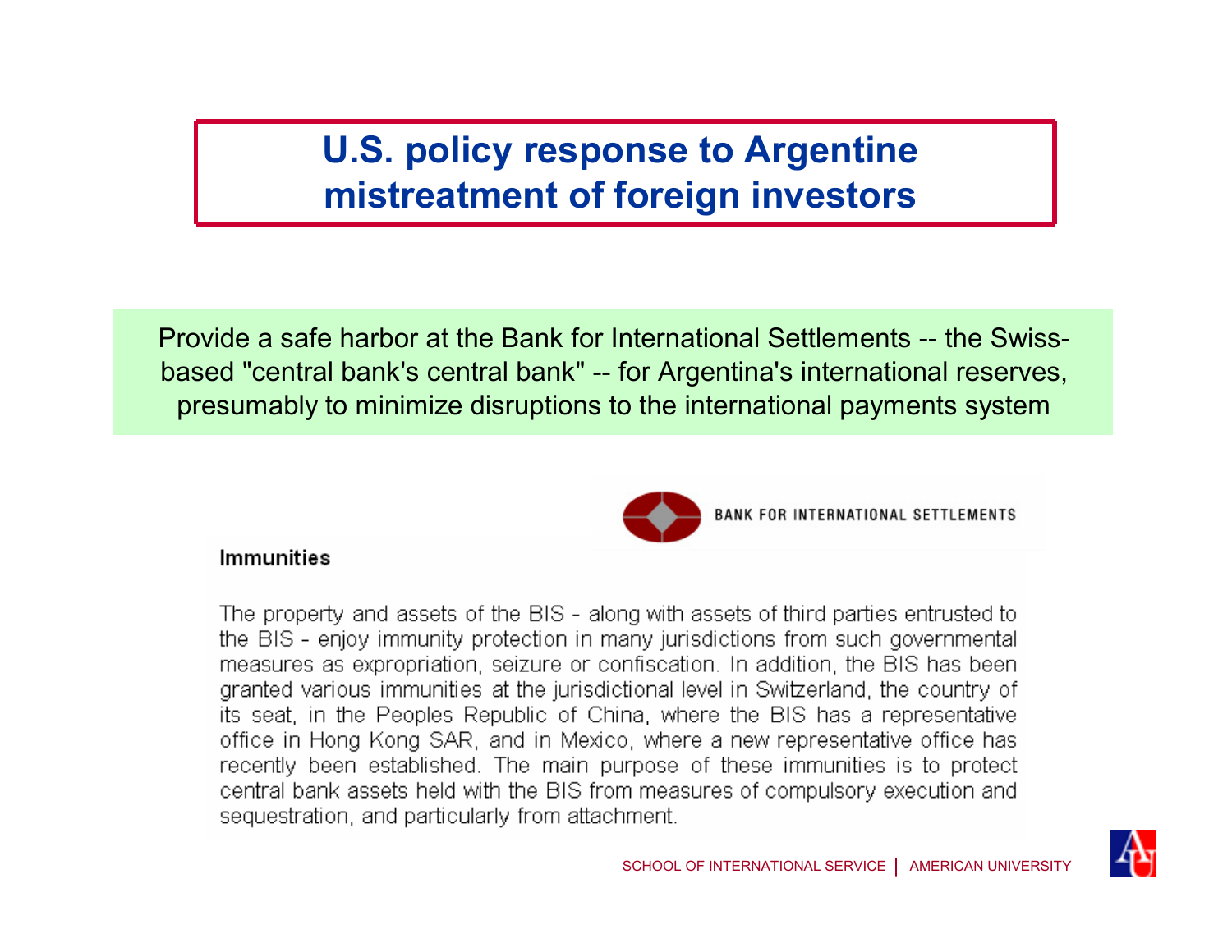# U.S. policy response to Argentine mistreatment of foreign investors

Provide a safe harbor at the Bank for International Settlements -- the Swiss-based "central bank's central bank" -- for Argentina's international reserves, presumably to minimize disruptions to the international payments system

BANK FOR INTERNATIONAL SETTLEMENTS

**Immunities**

The property and assets of the BIS - along with assets of third parties entrusted to the BIS - enjoy immunity protection in many jurisdictions from such governmental measures as expropriation, seizure or confiscation. In addition, the BIS has been granted various immunities at the jurisdictional level in Switzerland, the country of its seat, in the Peoples Republic of China, where the BIS has a representative office in Hong Kong SAR, and in Mexico, where a new representative office has recently been established. The main purpose of these immunities is to protect central bank assets held with the BIS from measures of compulsory execution and sequestration, and particularly from attachment.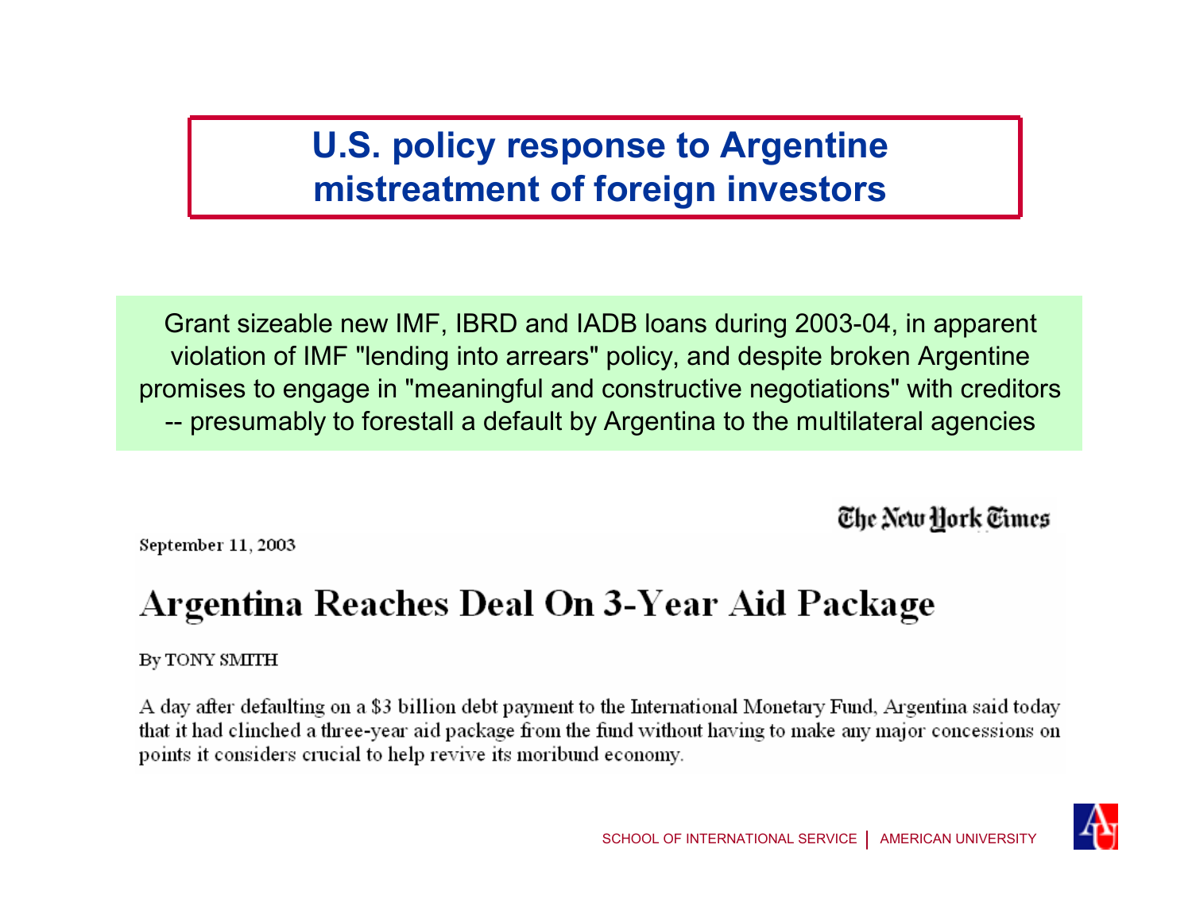# U.S. policy response to Argentine mistreatment of foreign investors

Grant sizeable new IMF, IBRD and IADB loans during 2003-04, in apparent violation of IMF "lending into arrears" policy, and despite broken Argentine promises to engage in "meaningful and constructive negotiations" with creditors -- presumably to forestall a default by Argentina to the multilateral agencies

The New York Times

September 11, 2003

## Argentina Reaches Deal On 3-Year Aid Package

By TONY SMITH

A day after defaulting on a $3 billion debt payment to the International Monetary Fund, Argentina said today that it had clinched a three-year aid package from the fund without having to make any major concessions on points it considers crucial to help revive its moribund economy.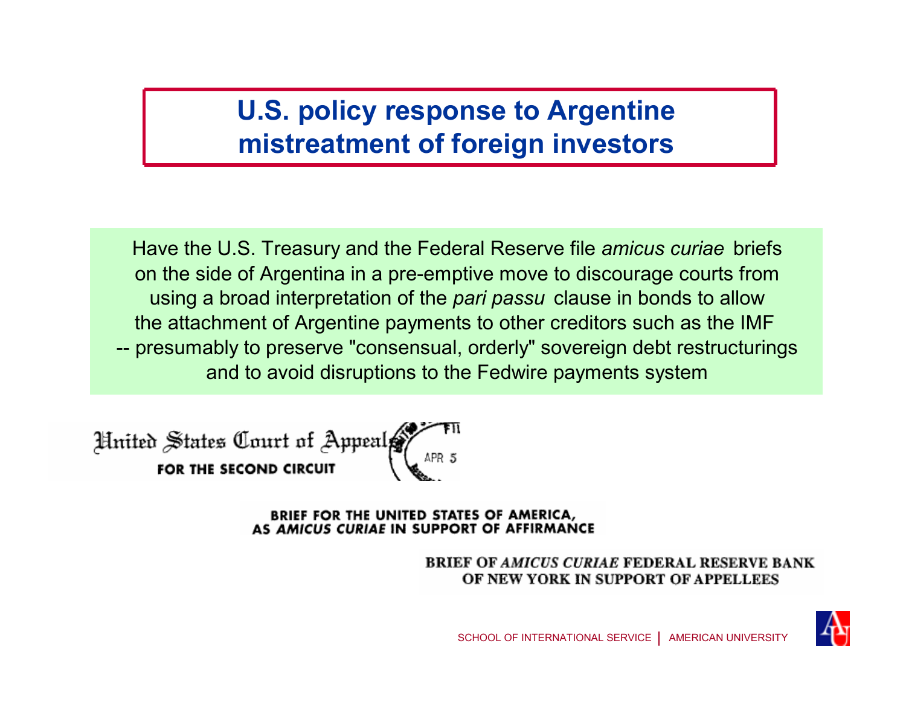# U.S. policy response to Argentine mistreatment of foreign investors

Have the U.S. Treasury and the Federal Reserve file *amicus curiae* briefs on the side of Argentina in a pre-emptive move to discourage courts from using a broad interpretation of the *pari passu* clause in bonds to allow the attachment of Argentine payments to other creditors such as the IMF -- presumably to preserve "consensual, orderly" sovereign debt restructurings and to avoid disruptions to the Fedwire payments system

United States Court of Appeals
FOR THE SECOND CIRCUIT

APR 5

BRIEF FOR THE UNITED STATES OF AMERICA, AS *AMICUS CURIAE* IN SUPPORT OF AFFIRMANCE

BRIEF OF *AMICUS CURIAE* FEDERAL RESERVE BANK OF NEW YORK IN SUPPORT OF APPELLEES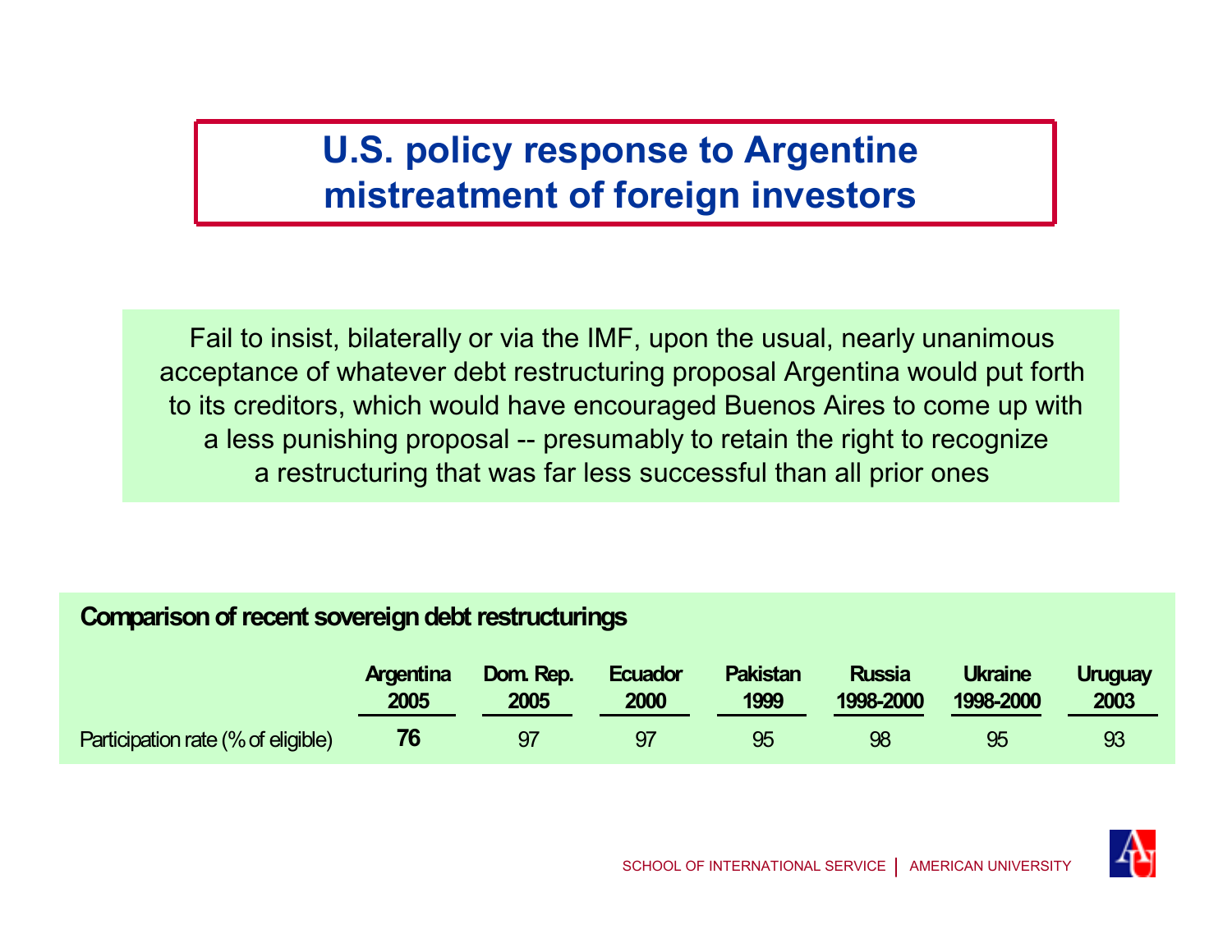# U.S. policy response to Argentine mistreatment of foreign investors

Fail to insist, bilaterally or via the IMF, upon the usual, nearly unanimous acceptance of whatever debt restructuring proposal Argentina would put forth to its creditors, which would have encouraged Buenos Aires to come up with a less punishing proposal -- presumably to retain the right to recognize a restructuring that was far less successful than all prior ones

**Comparison of recent sovereign debt restructurings**

| | Argentina 2005 | Dom. Rep. 2005 | Ecuador 2000 | Pakistan 1999 | Russia 1998-2000 | Ukraine 1998-2000 | Uruguay 2003 |
|---|---|---|---|---|---|---|---|
| Participation rate (% of eligible) | **76** | 97 | 97 | 95 | 98 | 95 | 93 |

SCHOOL OF INTERNATIONAL SERVICE | AMERICAN UNIVERSITY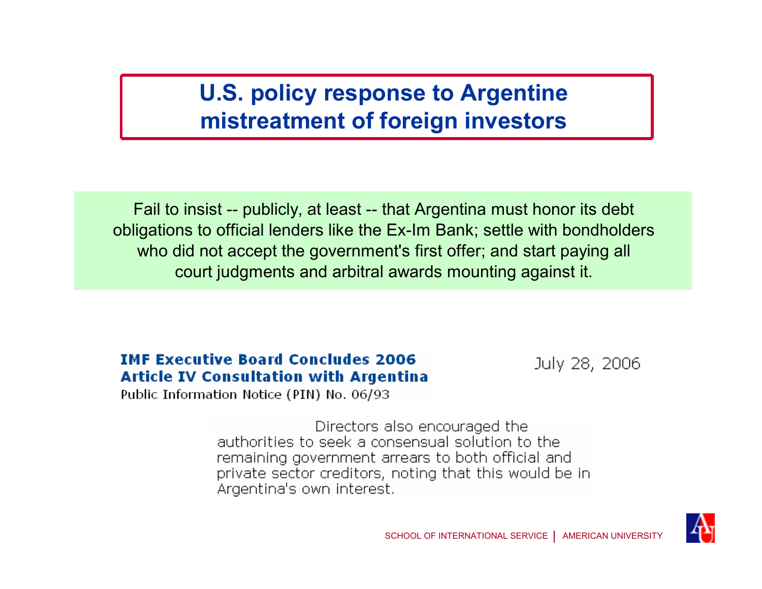# U.S. policy response to Argentine mistreatment of foreign investors

Fail to insist -- publicly, at least -- that Argentina must honor its debt obligations to official lenders like the Ex-Im Bank; settle with bondholders who did not accept the government's first offer; and start paying all court judgments and arbitral awards mounting against it.

**IMF Executive Board Concludes 2006 Article IV Consultation with Argentina**

Public Information Notice (PIN) No. 06/93

July 28, 2006

Directors also encouraged the authorities to seek a consensual solution to the remaining government arrears to both official and private sector creditors, noting that this would be in Argentina's own interest.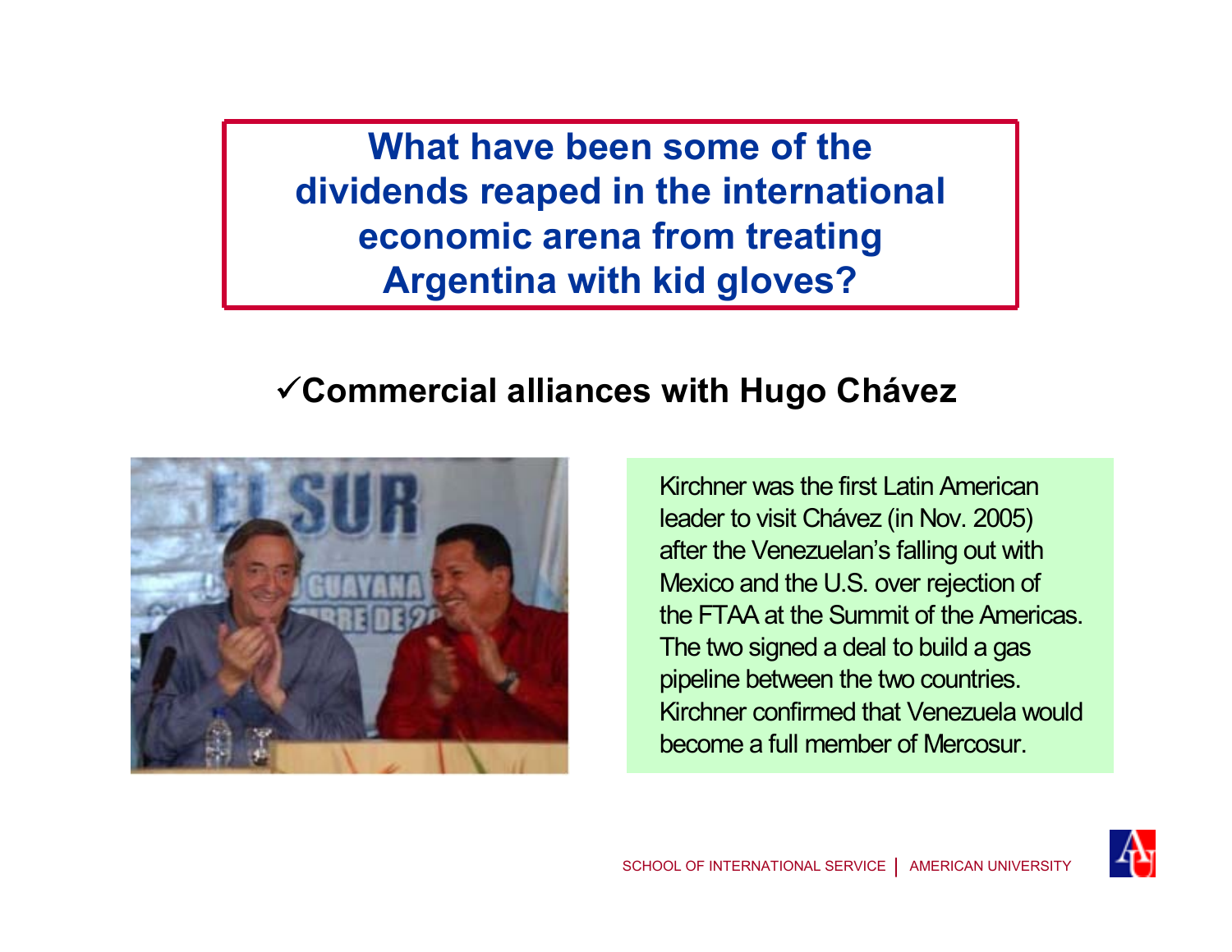# What have been some of the dividends reaped in the international economic arena from treating Argentina with kid gloves?

✓**Commercial alliances with Hugo Chávez**

Kirchner was the first Latin American leader to visit Chávez (in Nov. 2005) after the Venezuelan's falling out with Mexico and the U.S. over rejection of the FTAA at the Summit of the Americas. The two signed a deal to build a gas pipeline between the two countries. Kirchner confirmed that Venezuela would become a full member of Mercosur.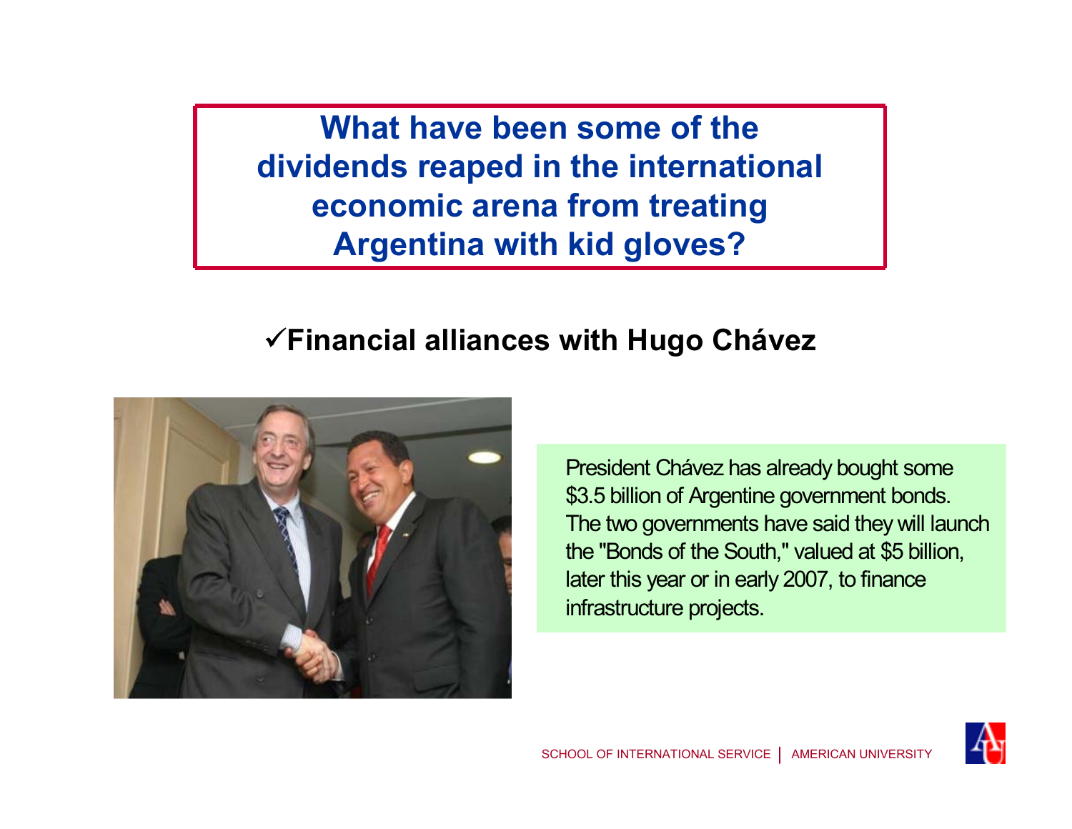# What have been some of the dividends reaped in the international economic arena from treating Argentina with kid gloves?

✓**Financial alliances with Hugo Chávez**

President Chávez has already bought some $3.5 billion of Argentine government bonds. The two governments have said they will launch the "Bonds of the South," valued at $5 billion, later this year or in early 2007, to finance infrastructure projects.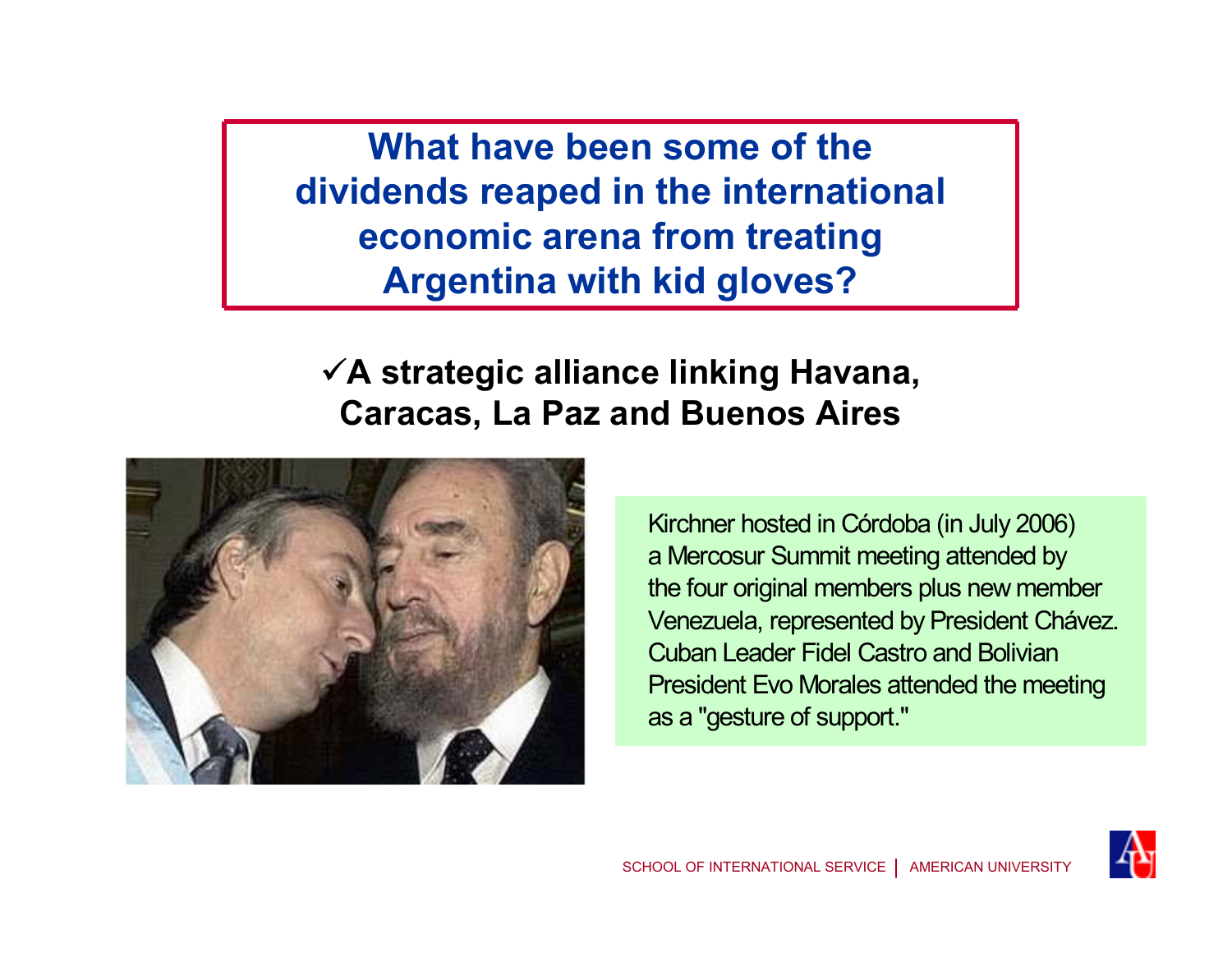## What have been some of the dividends reaped in the international economic arena from treating Argentina with kid gloves?

✓**A strategic alliance linking Havana, Caracas, La Paz and Buenos Aires**

Kirchner hosted in Córdoba (in July 2006) a Mercosur Summit meeting attended by the four original members plus new member Venezuela, represented by President Chávez. Cuban Leader Fidel Castro and Bolivian President Evo Morales attended the meeting as a "gesture of support."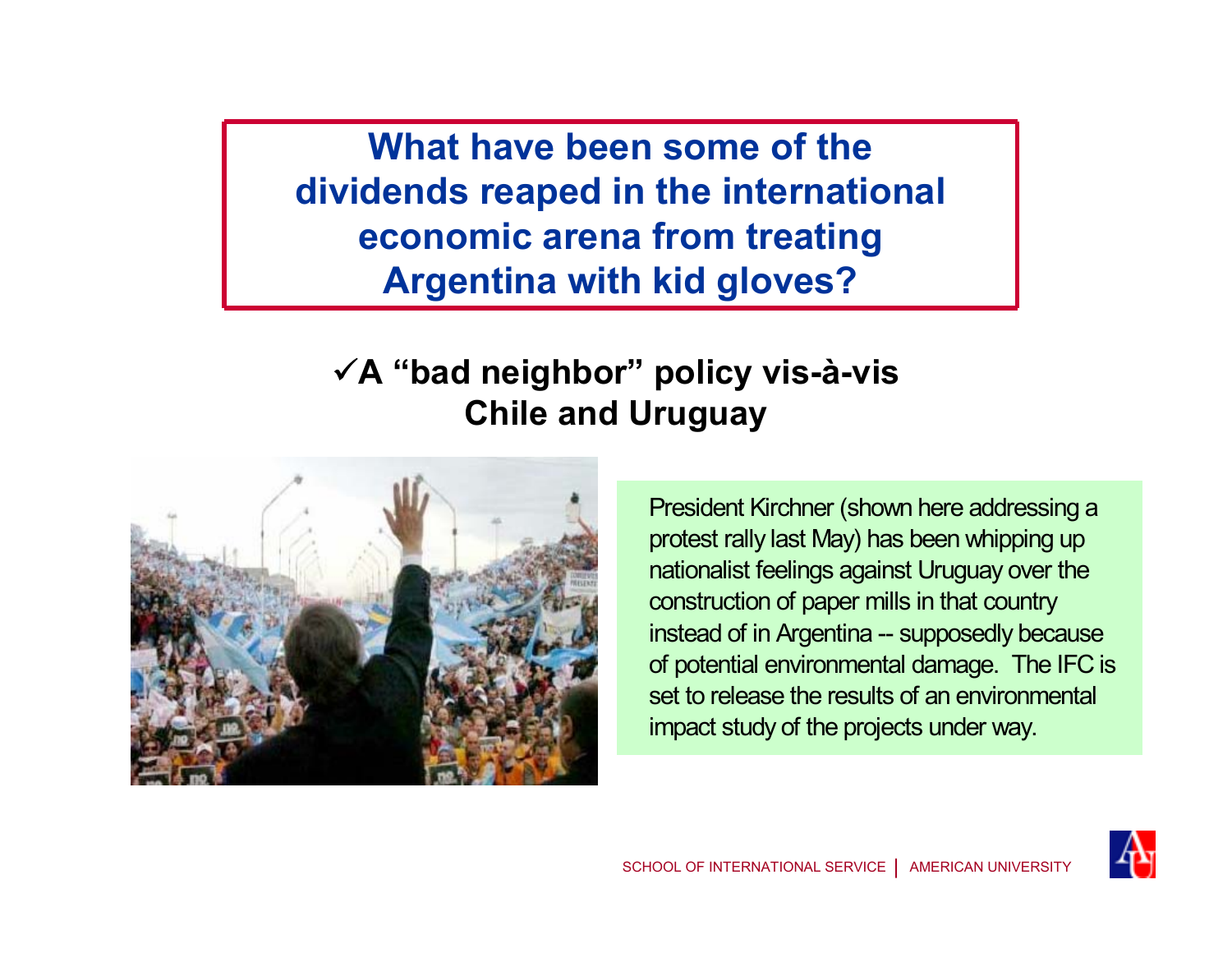# What have been some of the dividends reaped in the international economic arena from treating Argentina with kid gloves?

✓**A “bad neighbor” policy vis-à-vis Chile and Uruguay**

President Kirchner (shown here addressing a protest rally last May) has been whipping up nationalist feelings against Uruguay over the construction of paper mills in that country instead of in Argentina -- supposedly because of potential environmental damage. The IFC is set to release the results of an environmental impact study of the projects under way.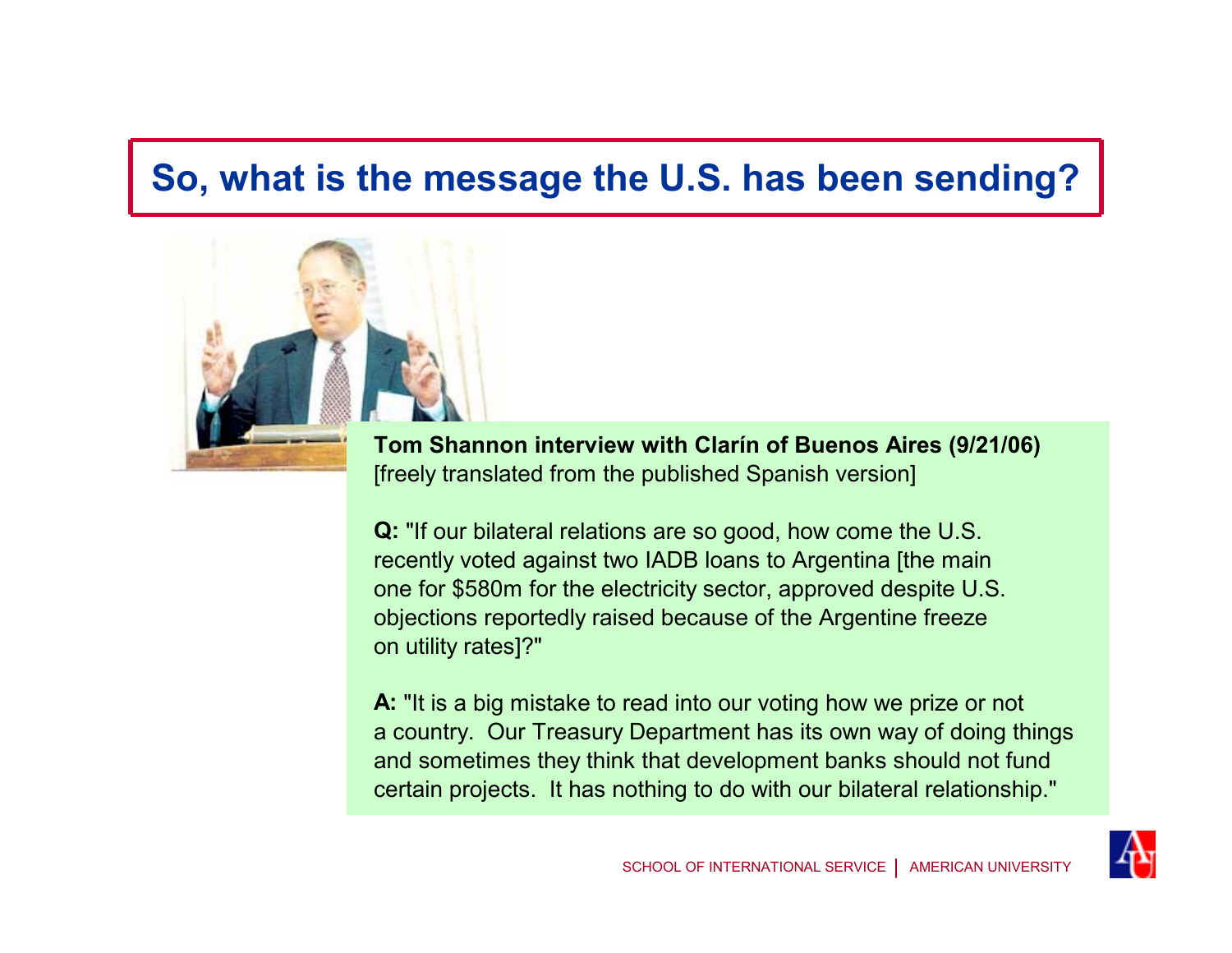# So, what is the message the U.S. has been sending?

**Tom Shannon interview with Clarín of Buenos Aires (9/21/06)**
[freely translated from the published Spanish version]

**Q:** "If our bilateral relations are so good, how come the U.S. recently voted against two IADB loans to Argentina [the main one for $580m for the electricity sector, approved despite U.S. objections reportedly raised because of the Argentine freeze on utility rates]?"

**A:** "It is a big mistake to read into our voting how we prize or not a country. Our Treasury Department has its own way of doing things and sometimes they think that development banks should not fund certain projects. It has nothing to do with our bilateral relationship."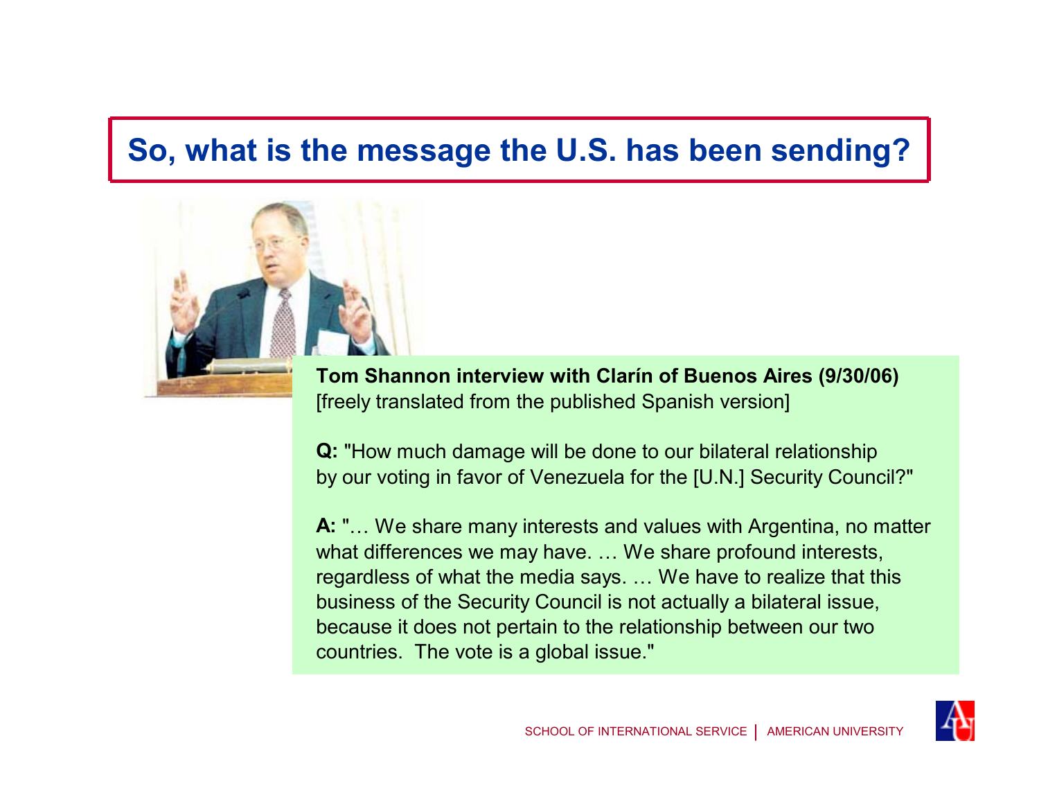# So, what is the message the U.S. has been sending?

**Tom Shannon interview with Clarín of Buenos Aires (9/30/06)**
[freely translated from the published Spanish version]

**Q:** "How much damage will be done to our bilateral relationship by our voting in favor of Venezuela for the [U.N.] Security Council?"

**A:** "… We share many interests and values with Argentina, no matter what differences we may have. … We share profound interests, regardless of what the media says. … We have to realize that this business of the Security Council is not actually a bilateral issue, because it does not pertain to the relationship between our two countries. The vote is a global issue."

SCHOOL OF INTERNATIONAL SERVICE | AMERICAN UNIVERSITY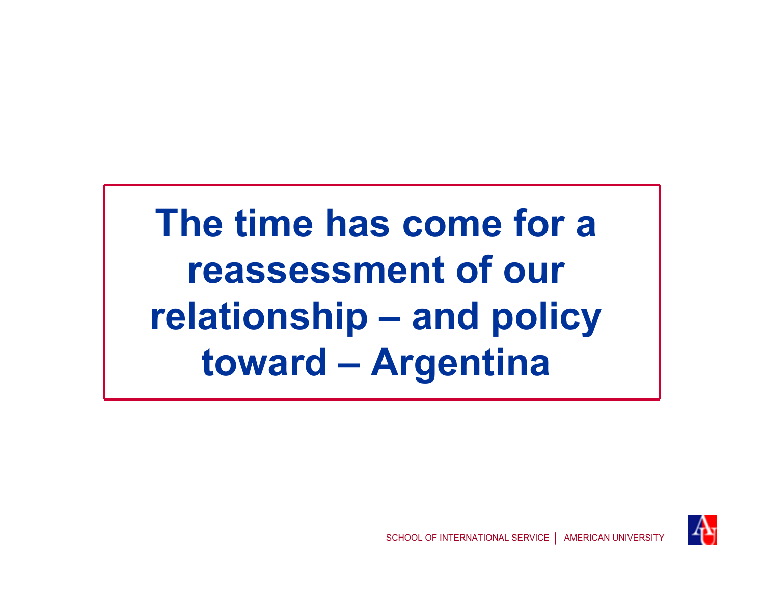**The time has come for a reassessment of our relationship – and policy toward – Argentina**